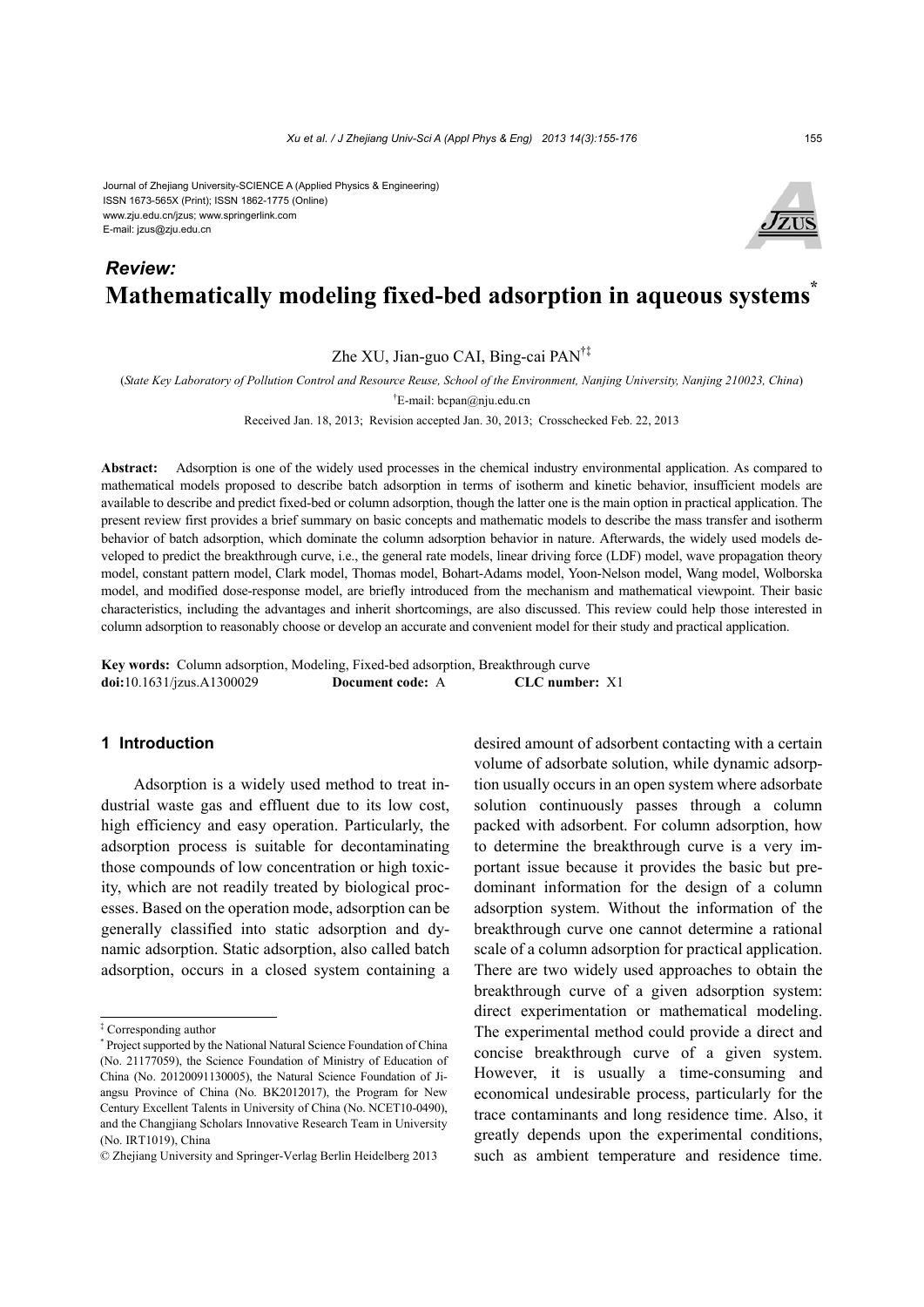Journal of Zhejiang University-SCIENCE A (Applied Physics & Engineering)
ISSN 1673-565X (Print); ISSN 1862-1775 (Online)
www.zju.edu.cn/jzus; www.springerlink.com
E-mail: jzus@zju.edu.cn

***Review:***

# Mathematically modeling fixed-bed adsorption in aqueous systems*

Zhe XU, Jian-guo CAI, Bing-cai PAN†‡

(*State Key Laboratory of Pollution Control and Resource Reuse, School of the Environment, Nanjing University, Nanjing 210023, China*)

†E-mail: bcpan@nju.edu.cn

Received Jan. 18, 2013; Revision accepted Jan. 30, 2013; Crosschecked Feb. 22, 2013

**Abstract:** Adsorption is one of the widely used processes in the chemical industry environmental application. As compared to mathematical models proposed to describe batch adsorption in terms of isotherm and kinetic behavior, insufficient models are available to describe and predict fixed-bed or column adsorption, though the latter one is the main option in practical application. The present review first provides a brief summary on basic concepts and mathematic models to describe the mass transfer and isotherm behavior of batch adsorption, which dominate the column adsorption behavior in nature. Afterwards, the widely used models developed to predict the breakthrough curve, i.e., the general rate models, linear driving force (LDF) model, wave propagation theory model, constant pattern model, Clark model, Thomas model, Bohart-Adams model, Yoon-Nelson model, Wang model, Wolborska model, and modified dose-response model, are briefly introduced from the mechanism and mathematical viewpoint. Their basic characteristics, including the advantages and inherit shortcomings, are also discussed. This review could help those interested in column adsorption to reasonably choose or develop an accurate and convenient model for their study and practical application.

**Key words:** Column adsorption, Modeling, Fixed-bed adsorption, Breakthrough curve
**doi:**10.1631/jzus.A1300029 **Document code:** A **CLC number:** X1

## 1 Introduction

Adsorption is a widely used method to treat industrial waste gas and effluent due to its low cost, high efficiency and easy operation. Particularly, the adsorption process is suitable for decontaminating those compounds of low concentration or high toxicity, which are not readily treated by biological processes. Based on the operation mode, adsorption can be generally classified into static adsorption and dynamic adsorption. Static adsorption, also called batch adsorption, occurs in a closed system containing a desired amount of adsorbent contacting with a certain volume of adsorbate solution, while dynamic adsorption usually occurs in an open system where adsorbate solution continuously passes through a column packed with adsorbent. For column adsorption, how to determine the breakthrough curve is a very important issue because it provides the basic but predominant information for the design of a column adsorption system. Without the information of the breakthrough curve one cannot determine a rational scale of a column adsorption for practical application. There are two widely used approaches to obtain the breakthrough curve of a given adsorption system: direct experimentation or mathematical modeling. The experimental method could provide a direct and concise breakthrough curve of a given system. However, it is usually a time-consuming and economical undesirable process, particularly for the trace contaminants and long residence time. Also, it greatly depends upon the experimental conditions, such as ambient temperature and residence time.

‡ Corresponding author

\* Project supported by the National Natural Science Foundation of China (No. 21177059), the Science Foundation of Ministry of Education of China (No. 20120091130005), the Natural Science Foundation of Jiangsu Province of China (No. BK2012017), the Program for New Century Excellent Talents in University of China (No. NCET10-0490), and the Changjiang Scholars Innovative Research Team in University (No. IRT1019), China

© Zhejiang University and Springer-Verlag Berlin Heidelberg 2013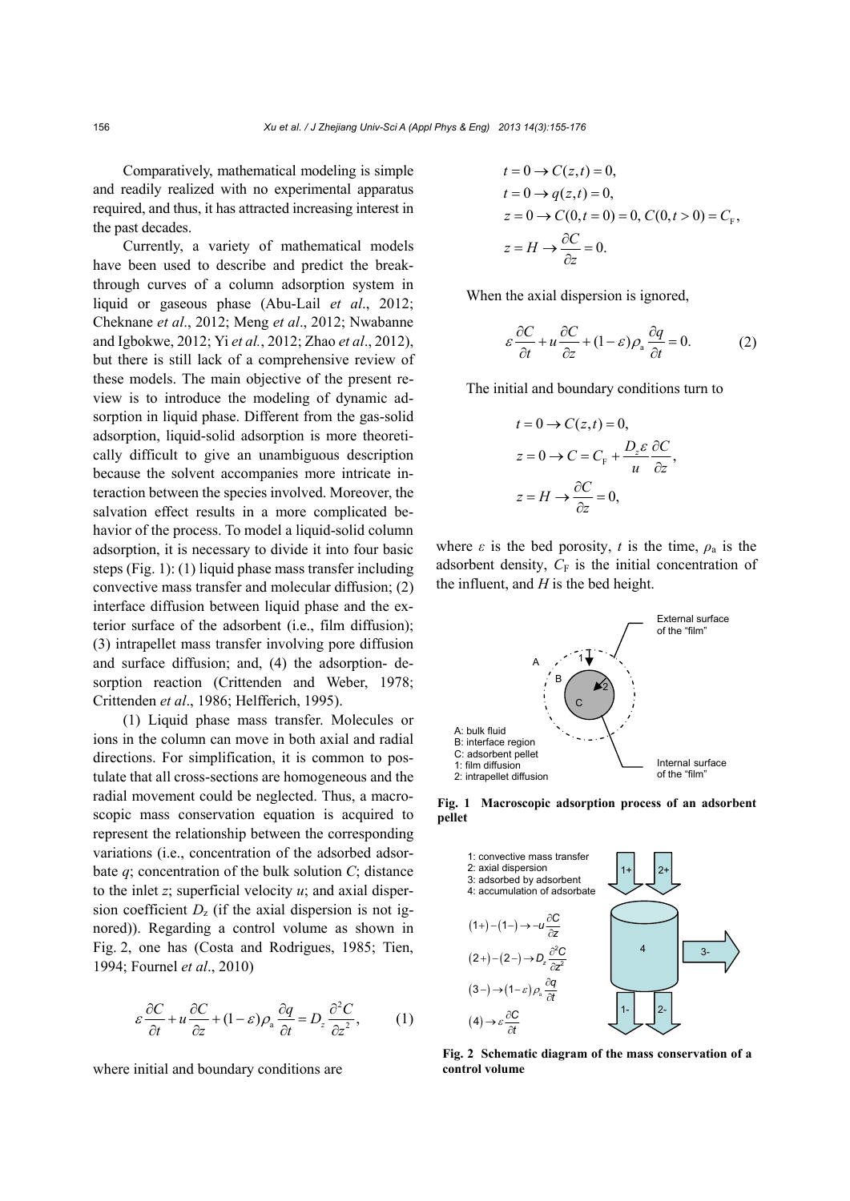Comparatively, mathematical modeling is simple and readily realized with no experimental apparatus required, and thus, it has attracted increasing interest in the past decades.

Currently, a variety of mathematical models have been used to describe and predict the breakthrough curves of a column adsorption system in liquid or gaseous phase (Abu-Lail *et al*., 2012; Cheknane *et al*., 2012; Meng *et al*., 2012; Nwabanne and Igbokwe, 2012; Yi *et al.*, 2012; Zhao *et al*., 2012), but there is still lack of a comprehensive review of these models. The main objective of the present review is to introduce the modeling of dynamic adsorption in liquid phase. Different from the gas-solid adsorption, liquid-solid adsorption is more theoretically difficult to give an unambiguous description because the solvent accompanies more intricate interaction between the species involved. Moreover, the salvation effect results in a more complicated behavior of the process. To model a liquid-solid column adsorption, it is necessary to divide it into four basic steps (Fig. 1): (1) liquid phase mass transfer including convective mass transfer and molecular diffusion; (2) interface diffusion between liquid phase and the exterior surface of the adsorbent (i.e., film diffusion); (3) intrapellet mass transfer involving pore diffusion and surface diffusion; and, (4) the adsorption- desorption reaction (Crittenden and Weber, 1978; Crittenden *et al*., 1986; Helfferich, 1995).

(1) Liquid phase mass transfer. Molecules or ions in the column can move in both axial and radial directions. For simplification, it is common to postulate that all cross-sections are homogeneous and the radial movement could be neglected. Thus, a macroscopic mass conservation equation is acquired to represent the relationship between the corresponding variations (i.e., concentration of the adsorbed adsorbate $q$; concentration of the bulk solution $C$; distance to the inlet $z$; superficial velocity $u$; and axial dispersion coefficient $D_z$ (if the axial dispersion is not ignored)). Regarding a control volume as shown in Fig. 2, one has (Costa and Rodrigues, 1985; Tien, 1994; Fournel *et al*., 2010)

$$\varepsilon\frac{\partial C}{\partial t}+u\frac{\partial C}{\partial z}+(1-\varepsilon)\rho_{\mathrm{a}}\frac{\partial q}{\partial t}=D_z\frac{\partial^2 C}{\partial z^2}, \tag{1}$$

where initial and boundary conditions are

$$\begin{aligned}
&t=0\rightarrow C(z,t)=0,\\
&t=0\rightarrow q(z,t)=0,\\
&z=0\rightarrow C(0,t=0)=0,\ C(0,t>0)=C_{\mathrm{F}},\\
&z=H\rightarrow\frac{\partial C}{\partial z}=0.
\end{aligned}$$

When the axial dispersion is ignored,

$$\varepsilon\frac{\partial C}{\partial t}+u\frac{\partial C}{\partial z}+(1-\varepsilon)\rho_{\mathrm{a}}\frac{\partial q}{\partial t}=0. \tag{2}$$

The initial and boundary conditions turn to

$$\begin{aligned}
&t=0\rightarrow C(z,t)=0,\\
&z=0\rightarrow C=C_{\mathrm{F}}+\frac{D_z\varepsilon}{u}\frac{\partial C}{\partial z},\\
&z=H\rightarrow\frac{\partial C}{\partial z}=0,
\end{aligned}$$

where $\varepsilon$ is the bed porosity, $t$ is the time, $\rho_{\mathrm{a}}$ is the adsorbent density, $C_{\mathrm{F}}$ is the initial concentration of the influent, and $H$ is the bed height.

A: bulk fluid
B: interface region
C: adsorbent pellet
1: film diffusion
2: intrapellet diffusion

External surface of the "film"

Internal surface of the "film"

**Fig. 1 Macroscopic adsorption process of an adsorbent pellet**

1: convective mass transfer
2: axial dispersion
3: adsorbed by adsorbent
4: accumulation of adsorbate

$(1+)-(1-)\rightarrow -u\frac{\partial C}{\partial z}$

$(2+)-(2-)\rightarrow D_z\frac{\partial^2 C}{\partial z^2}$

$(3-)\rightarrow(1-\varepsilon)\rho_{\mathrm{a}}\frac{\partial q}{\partial t}$

$(4)\rightarrow\varepsilon\frac{\partial C}{\partial t}$

**Fig. 2 Schematic diagram of the mass conservation of a control volume**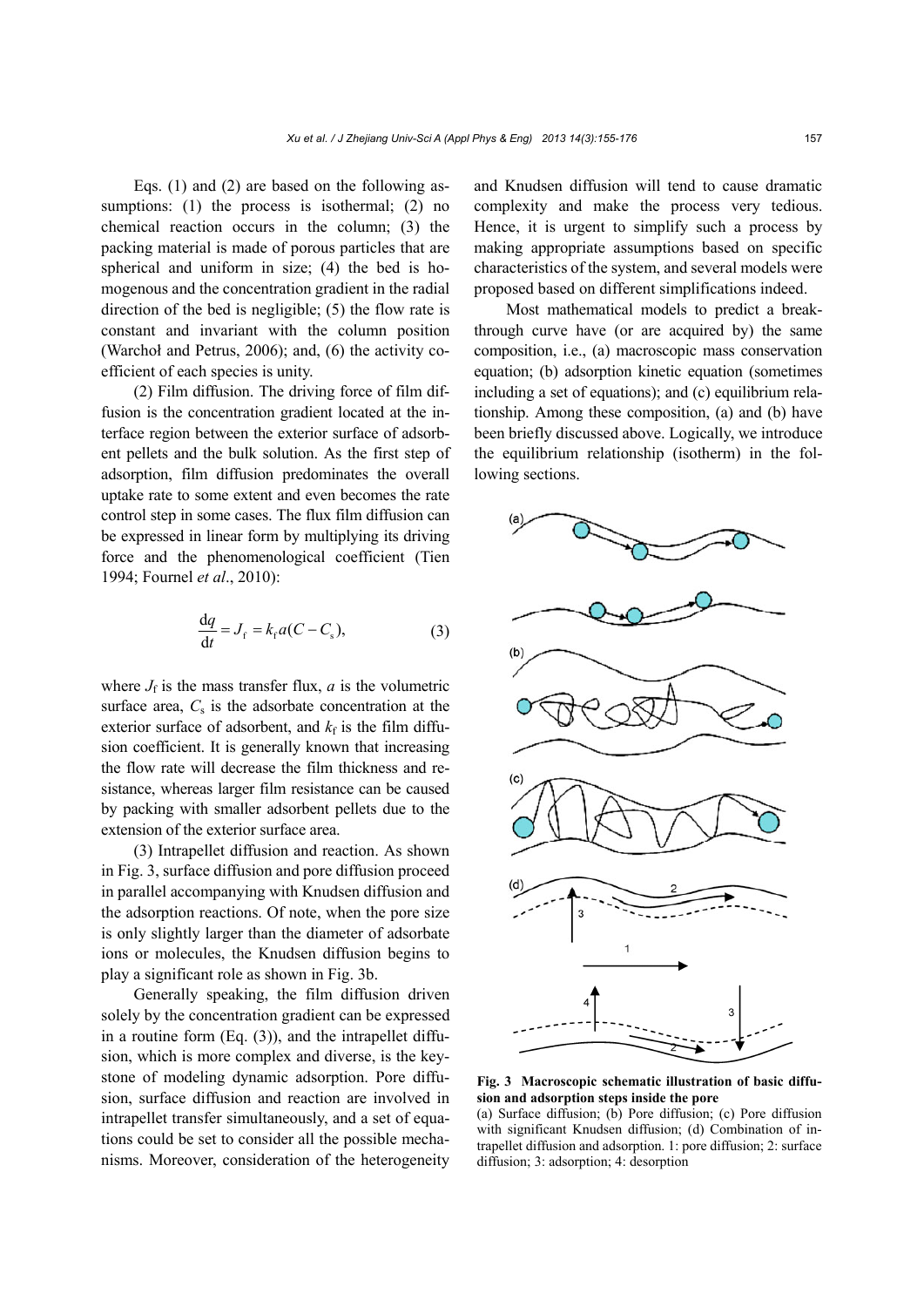Eqs. (1) and (2) are based on the following assumptions: (1) the process is isothermal; (2) no chemical reaction occurs in the column; (3) the packing material is made of porous particles that are spherical and uniform in size; (4) the bed is homogenous and the concentration gradient in the radial direction of the bed is negligible; (5) the flow rate is constant and invariant with the column position (Warchoł and Petrus, 2006); and, (6) the activity coefficient of each species is unity.

(2) Film diffusion. The driving force of film diffusion is the concentration gradient located at the interface region between the exterior surface of adsorbent pellets and the bulk solution. As the first step of adsorption, film diffusion predominates the overall uptake rate to some extent and even becomes the rate control step in some cases. The flux film diffusion can be expressed in linear form by multiplying its driving force and the phenomenological coefficient (Tien 1994; Fournel *et al*., 2010):

$$\frac{\mathrm{d}q}{\mathrm{d}t} = J_{\mathrm{f}} = k_{\mathrm{f}} a (C - C_{\mathrm{s}}), \tag{3}$$

where $J_f$ is the mass transfer flux, $a$ is the volumetric surface area, $C_s$ is the adsorbate concentration at the exterior surface of adsorbent, and $k_f$ is the film diffusion coefficient. It is generally known that increasing the flow rate will decrease the film thickness and resistance, whereas larger film resistance can be caused by packing with smaller adsorbent pellets due to the extension of the exterior surface area.

(3) Intrapellet diffusion and reaction. As shown in Fig. 3, surface diffusion and pore diffusion proceed in parallel accompanying with Knudsen diffusion and the adsorption reactions. Of note, when the pore size is only slightly larger than the diameter of adsorbate ions or molecules, the Knudsen diffusion begins to play a significant role as shown in Fig. 3b.

Generally speaking, the film diffusion driven solely by the concentration gradient can be expressed in a routine form (Eq. (3)), and the intrapellet diffusion, which is more complex and diverse, is the keystone of modeling dynamic adsorption. Pore diffusion, surface diffusion and reaction are involved in intrapellet transfer simultaneously, and a set of equations could be set to consider all the possible mechanisms. Moreover, consideration of the heterogeneity and Knudsen diffusion will tend to cause dramatic complexity and make the process very tedious. Hence, it is urgent to simplify such a process by making appropriate assumptions based on specific characteristics of the system, and several models were proposed based on different simplifications indeed.

Most mathematical models to predict a breakthrough curve have (or are acquired by) the same composition, i.e., (a) macroscopic mass conservation equation; (b) adsorption kinetic equation (sometimes including a set of equations); and (c) equilibrium relationship. Among these composition, (a) and (b) have been briefly discussed above. Logically, we introduce the equilibrium relationship (isotherm) in the following sections.

**Fig. 3 Macroscopic schematic illustration of basic diffusion and adsorption steps inside the pore**

(a) Surface diffusion; (b) Pore diffusion; (c) Pore diffusion with significant Knudsen diffusion; (d) Combination of intrapellet diffusion and adsorption. 1: pore diffusion; 2: surface diffusion; 3: adsorption; 4: desorption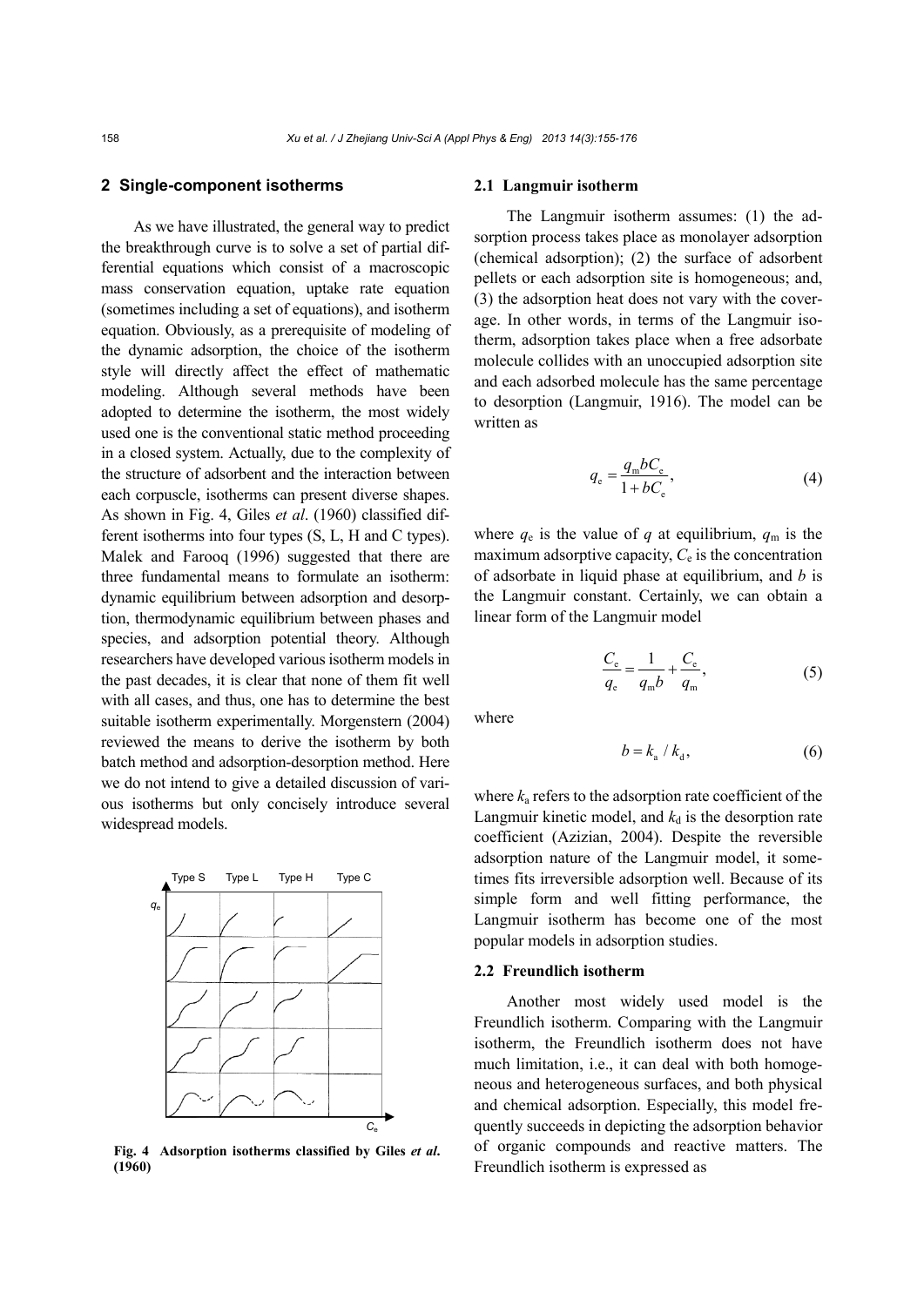## 2 Single-component isotherms

As we have illustrated, the general way to predict the breakthrough curve is to solve a set of partial differential equations which consist of a macroscopic mass conservation equation, uptake rate equation (sometimes including a set of equations), and isotherm equation. Obviously, as a prerequisite of modeling of the dynamic adsorption, the choice of the isotherm style will directly affect the effect of mathematic modeling. Although several methods have been adopted to determine the isotherm, the most widely used one is the conventional static method proceeding in a closed system. Actually, due to the complexity of the structure of adsorbent and the interaction between each corpuscle, isotherms can present diverse shapes. As shown in Fig. 4, Giles *et al*. (1960) classified different isotherms into four types (S, L, H and C types). Malek and Farooq (1996) suggested that there are three fundamental means to formulate an isotherm: dynamic equilibrium between adsorption and desorption, thermodynamic equilibrium between phases and species, and adsorption potential theory. Although researchers have developed various isotherm models in the past decades, it is clear that none of them fit well with all cases, and thus, one has to determine the best suitable isotherm experimentally. Morgenstern (2004) reviewed the means to derive the isotherm by both batch method and adsorption-desorption method. Here we do not intend to give a detailed discussion of various isotherms but only concisely introduce several widespread models.

**Fig. 4 Adsorption isotherms classified by Giles *et al*. (1960)**

### 2.1 Langmuir isotherm

The Langmuir isotherm assumes: (1) the adsorption process takes place as monolayer adsorption (chemical adsorption); (2) the surface of adsorbent pellets or each adsorption site is homogeneous; and, (3) the adsorption heat does not vary with the coverage. In other words, in terms of the Langmuir isotherm, adsorption takes place when a free adsorbate molecule collides with an unoccupied adsorption site and each adsorbed molecule has the same percentage to desorption (Langmuir, 1916). The model can be written as

$$q_e = \frac{q_m b C_e}{1 + bC_e}, \tag{4}$$

where $q_e$ is the value of $q$ at equilibrium, $q_m$ is the maximum adsorptive capacity, $C_e$ is the concentration of adsorbate in liquid phase at equilibrium, and $b$ is the Langmuir constant. Certainly, we can obtain a linear form of the Langmuir model

$$\frac{C_e}{q_e} = \frac{1}{q_m b} + \frac{C_e}{q_m}, \tag{5}$$

where

$$b = k_a / k_d, \tag{6}$$

where $k_a$ refers to the adsorption rate coefficient of the Langmuir kinetic model, and $k_d$ is the desorption rate coefficient (Azizian, 2004). Despite the reversible adsorption nature of the Langmuir model, it sometimes fits irreversible adsorption well. Because of its simple form and well fitting performance, the Langmuir isotherm has become one of the most popular models in adsorption studies.

### 2.2 Freundlich isotherm

Another most widely used model is the Freundlich isotherm. Comparing with the Langmuir isotherm, the Freundlich isotherm does not have much limitation, i.e., it can deal with both homogeneous and heterogeneous surfaces, and both physical and chemical adsorption. Especially, this model frequently succeeds in depicting the adsorption behavior of organic compounds and reactive matters. The Freundlich isotherm is expressed as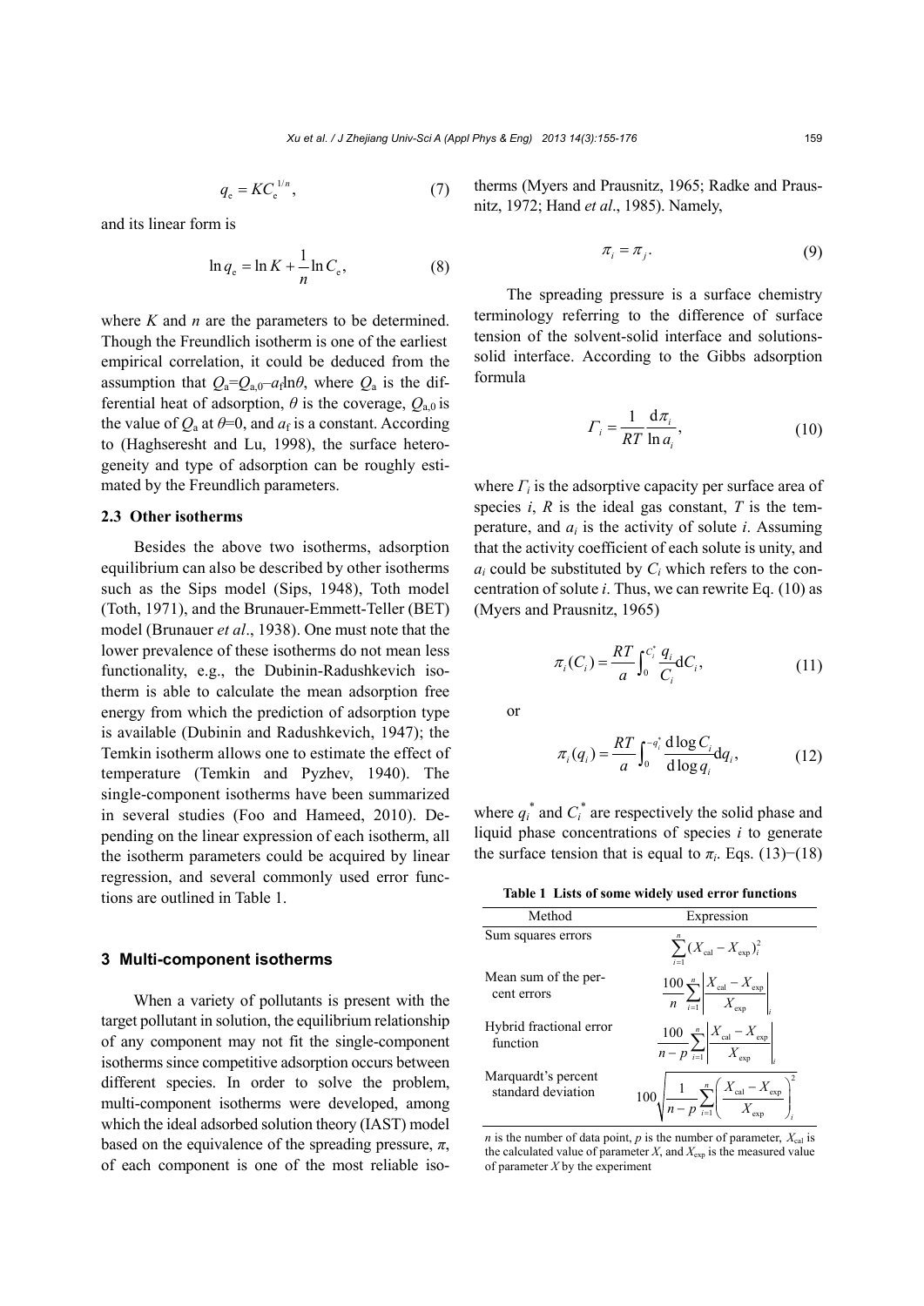$$q_e = KC_e^{1/n}, \tag{7}$$

and its linear form is

$$\ln q_e = \ln K + \frac{1}{n}\ln C_e, \tag{8}$$

where $K$ and $n$ are the parameters to be determined. Though the Freundlich isotherm is one of the earliest empirical correlation, it could be deduced from the assumption that $Q_a = Q_{a,0} - a_f \ln\theta$, where $Q_a$ is the differential heat of adsorption, $\theta$ is the coverage, $Q_{a,0}$ is the value of $Q_a$ at $\theta$=0, and $a_f$ is a constant. According to (Haghseresht and Lu, 1998), the surface heterogeneity and type of adsorption can be roughly estimated by the Freundlich parameters.

### 2.3 Other isotherms

Besides the above two isotherms, adsorption equilibrium can also be described by other isotherms such as the Sips model (Sips, 1948), Toth model (Toth, 1971), and the Brunauer-Emmett-Teller (BET) model (Brunauer *et al*., 1938). One must note that the lower prevalence of these isotherms do not mean less functionality, e.g., the Dubinin-Radushkevich isotherm is able to calculate the mean adsorption free energy from which the prediction of adsorption type is available (Dubinin and Radushkevich, 1947); the Temkin isotherm allows one to estimate the effect of temperature (Temkin and Pyzhev, 1940). The single-component isotherms have been summarized in several studies (Foo and Hameed, 2010). Depending on the linear expression of each isotherm, all the isotherm parameters could be acquired by linear regression, and several commonly used error functions are outlined in Table 1.

## 3 Multi-component isotherms

When a variety of pollutants is present with the target pollutant in solution, the equilibrium relationship of any component may not fit the single-component isotherms since competitive adsorption occurs between different species. In order to solve the problem, multi-component isotherms were developed, among which the ideal adsorbed solution theory (IAST) model based on the equivalence of the spreading pressure, $\pi$, of each component is one of the most reliable isotherms (Myers and Prausnitz, 1965; Radke and Prausnitz, 1972; Hand *et al*., 1985). Namely,

$$\pi_i = \pi_j. \tag{9}$$

The spreading pressure is a surface chemistry terminology referring to the difference of surface tension of the solvent-solid interface and solutions-solid interface. According to the Gibbs adsorption formula

$$\Gamma_i = \frac{1}{RT}\frac{\mathrm{d}\pi_i}{\ln a_i}, \tag{10}$$

where $\Gamma_i$ is the adsorptive capacity per surface area of species $i$, $R$ is the ideal gas constant, $T$ is the temperature, and $a_i$ is the activity of solute $i$. Assuming that the activity coefficient of each solute is unity, and $a_i$ could be substituted by $C_i$ which refers to the concentration of solute $i$. Thus, we can rewrite Eq. (10) as (Myers and Prausnitz, 1965)

$$\pi_i(C_i) = \frac{RT}{a}\int_0^{C_i^*} \frac{q_i}{C_i}\mathrm{d}C_i, \tag{11}$$

or

$$\pi_i(q_i) = \frac{RT}{a}\int_0^{-q_i^*} \frac{\mathrm{d}\log C_i}{\mathrm{d}\log q_i}\mathrm{d}q_i, \tag{12}$$

where $q_i^*$ and $C_i^*$ are respectively the solid phase and liquid phase concentrations of species $i$ to generate the surface tension that is equal to $\pi_i$. Eqs. (13)−(18)

**Table 1 Lists of some widely used error functions**

| Method | Expression |
| --- | --- |
| Sum squares errors | $\sum_{i=1}^{n}(X_{\mathrm{cal}} - X_{\mathrm{exp}})_i^2$ |
| Mean sum of the percent errors | $\frac{100}{n}\sum_{i=1}^{n}\left\lvert\frac{X_{\mathrm{cal}} - X_{\mathrm{exp}}}{X_{\mathrm{exp}}}\right\rvert_i$ |
| Hybrid fractional error function | $\frac{100}{n-p}\sum_{i=1}^{n}\left\lvert\frac{X_{\mathrm{cal}} - X_{\mathrm{exp}}}{X_{\mathrm{exp}}}\right\rvert_i$ |
| Marquardt's percent standard deviation | $100\sqrt{\frac{1}{n-p}\sum_{i=1}^{n}\left(\frac{X_{\mathrm{cal}} - X_{\mathrm{exp}}}{X_{\mathrm{exp}}}\right)_i^2}$ |

$n$ is the number of data point, $p$ is the number of parameter, $X_{\mathrm{cal}}$ is the calculated value of parameter $X$, and $X_{\mathrm{exp}}$ is the measured value of parameter $X$ by the experiment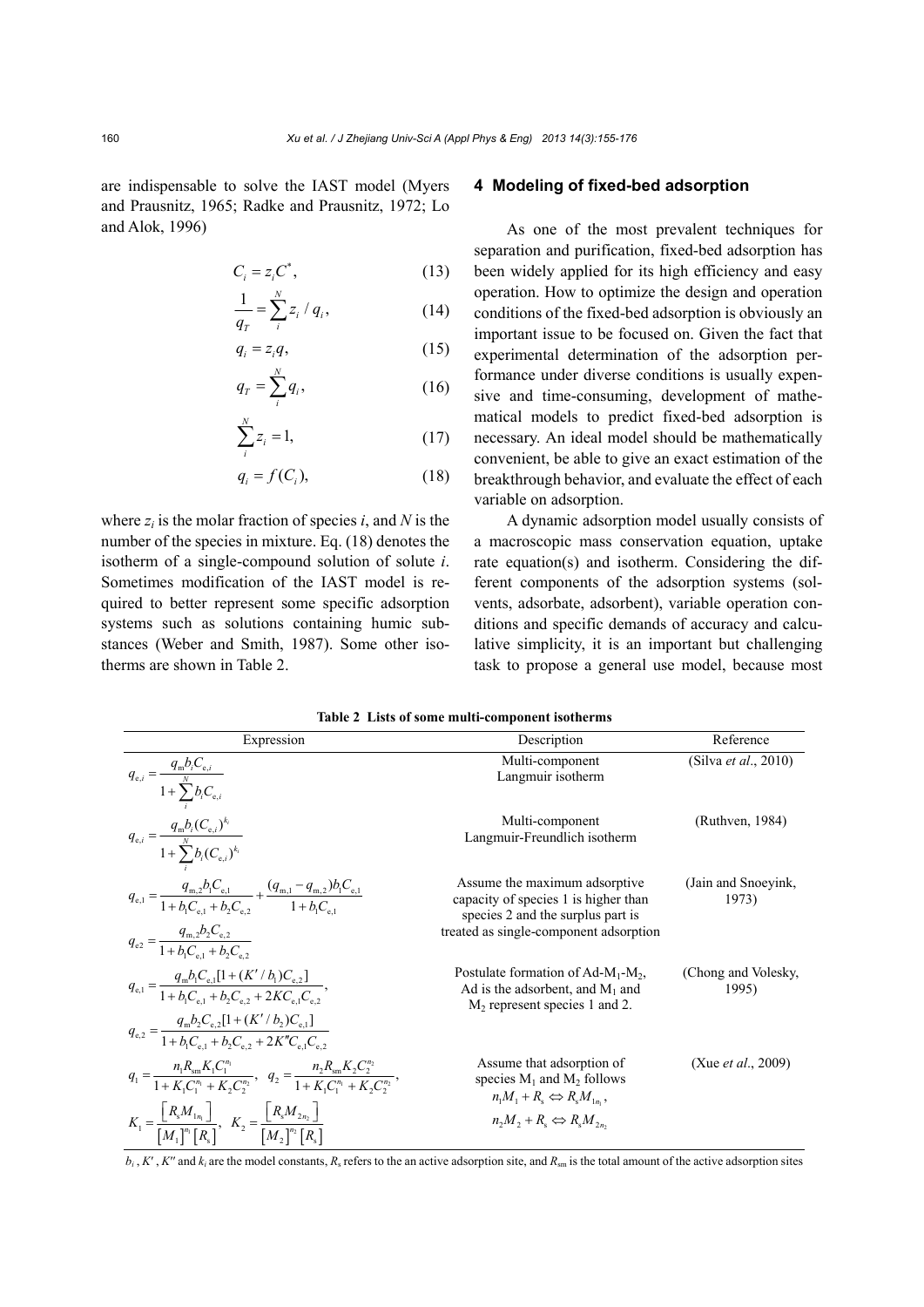are indispensable to solve the IAST model (Myers and Prausnitz, 1965; Radke and Prausnitz, 1972; Lo and Alok, 1996)

$$C_i = z_i C^*, \tag{13}$$

$$\frac{1}{q_T} = \sum_i^N z_i / q_i, \tag{14}$$

$$q_i = z_i q, \tag{15}$$

$$q_T = \sum_i^N q_i, \tag{16}$$

$$\sum_i^N z_i = 1, \tag{17}$$

$$q_i = f(C_i), \tag{18}$$

where $z_i$ is the molar fraction of species $i$, and $N$ is the number of the species in mixture. Eq. (18) denotes the isotherm of a single-compound solution of solute $i$. Sometimes modification of the IAST model is required to better represent some specific adsorption systems such as solutions containing humic substances (Weber and Smith, 1987). Some other isotherms are shown in Table 2.

## 4 Modeling of fixed-bed adsorption

As one of the most prevalent techniques for separation and purification, fixed-bed adsorption has been widely applied for its high efficiency and easy operation. How to optimize the design and operation conditions of the fixed-bed adsorption is obviously an important issue to be focused on. Given the fact that experimental determination of the adsorption performance under diverse conditions is usually expensive and time-consuming, development of mathematical models to predict fixed-bed adsorption is necessary. An ideal model should be mathematically convenient, be able to give an exact estimation of the breakthrough behavior, and evaluate the effect of each variable on adsorption.

A dynamic adsorption model usually consists of a macroscopic mass conservation equation, uptake rate equation(s) and isotherm. Considering the different components of the adsorption systems (solvents, adsorbate, adsorbent), variable operation conditions and specific demands of accuracy and calculative simplicity, it is an important but challenging task to propose a general use model, because most

**Table 2 Lists of some multi-component isotherms**

| Expression | Description | Reference |
|---|---|---|
| $q_{e,i} = \dfrac{q_m b_i C_{e,i}}{1+\sum_i^N b_i C_{e,i}}$ | Multi-component Langmuir isotherm | (Silva *et al*., 2010) |
| $q_{e,i} = \dfrac{q_m b_i (C_{e,i})^{k_i}}{1+\sum_i^N b_i (C_{e,i})^{k_i}}$ | Multi-component Langmuir-Freundlich isotherm | (Ruthven, 1984) |
| $q_{e,1} = \dfrac{q_{m,2} b_1 C_{e,1}}{1+b_1 C_{e,1}+b_2 C_{e,2}} + \dfrac{(q_{m,1}-q_{m,2}) b_1 C_{e,1}}{1+b_1 C_{e,1}}$<br>$q_{e2} = \dfrac{q_{m,2} b_2 C_{e,2}}{1+b_1 C_{e,1}+b_2 C_{e,2}}$ | Assume the maximum adsorptive capacity of species 1 is higher than species 2 and the surplus part is treated as single-component adsorption | (Jain and Snoeyink, 1973) |
| $q_{e,1} = \dfrac{q_m b_1 C_{e,1}[1+(K'/b_1)C_{e,2}]}{1+b_1 C_{e,1}+b_2 C_{e,2}+2K C_{e,1} C_{e,2}}$,<br>$q_{e,2} = \dfrac{q_m b_2 C_{e,2}[1+(K'/b_2)C_{e,1}]}{1+b_1 C_{e,1}+b_2 C_{e,2}+2K'' C_{e,1} C_{e,2}}$ | Postulate formation of Ad-$M_1$-$M_2$, Ad is the adsorbent, and $M_1$ and $M_2$ represent species 1 and 2. | (Chong and Volesky, 1995) |
| $q_1 = \dfrac{n_1 R_{sm} K_1 C_1^{n_1}}{1+K_1 C_1^{n_1}+K_2 C_2^{n_2}}$, $q_2 = \dfrac{n_2 R_{sm} K_2 C_2^{n_2}}{1+K_1 C_1^{n_1}+K_2 C_2^{n_2}}$,<br>$K_1 = \dfrac{[R_s M_{1n_1}]}{[M_1]^{n_1}[R_s]}$, $K_2 = \dfrac{[R_s M_{2n_2}]}{[M_2]^{n_2}[R_s]}$ | Assume that adsorption of species $M_1$ and $M_2$ follows $n_1 M_1 + R_s \Leftrightarrow R_s M_{1n_1}$, $n_2 M_2 + R_s \Leftrightarrow R_s M_{2n_2}$ | (Xue *et al*., 2009) |

$b_i$, $K'$, $K''$ and $k_i$ are the model constants, $R_s$ refers to the an active adsorption site, and $R_{sm}$ is the total amount of the active adsorption sites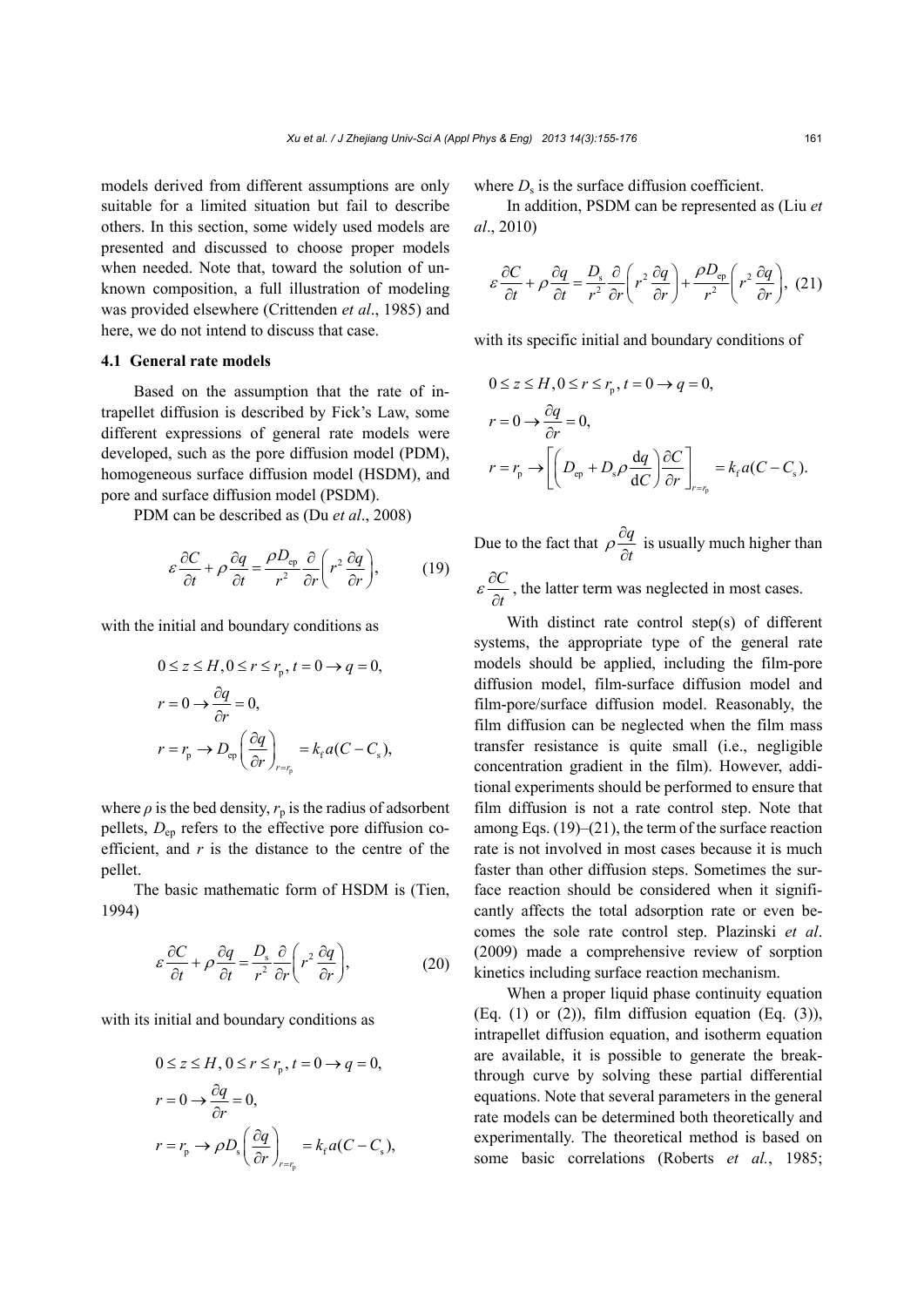models derived from different assumptions are only suitable for a limited situation but fail to describe others. In this section, some widely used models are presented and discussed to choose proper models when needed. Note that, toward the solution of unknown composition, a full illustration of modeling was provided elsewhere (Crittenden *et al*., 1985) and here, we do not intend to discuss that case.

### 4.1 General rate models

Based on the assumption that the rate of intrapellet diffusion is described by Fick's Law, some different expressions of general rate models were developed, such as the pore diffusion model (PDM), homogeneous surface diffusion model (HSDM), and pore and surface diffusion model (PSDM).

PDM can be described as (Du *et al*., 2008)

$$\varepsilon \frac{\partial C}{\partial t} + \rho \frac{\partial q}{\partial t} = \frac{\rho D_{\text{ep}}}{r^2} \frac{\partial}{\partial r}\left(r^2 \frac{\partial q}{\partial r}\right), \tag{19}$$

with the initial and boundary conditions as

$$\begin{aligned}
&0 \le z \le H, 0 \le r \le r_{\text{p}}, t = 0 \rightarrow q = 0, \\
&r = 0 \rightarrow \frac{\partial q}{\partial r} = 0, \\
&r = r_{\text{p}} \rightarrow D_{\text{ep}} \left(\frac{\partial q}{\partial r}\right)_{r=r_{\text{p}}} = k_{\text{f}} a (C - C_{\text{s}}),
\end{aligned}$$

where $\rho$ is the bed density, $r_{\text{p}}$ is the radius of adsorbent pellets, $D_{\text{ep}}$ refers to the effective pore diffusion coefficient, and $r$ is the distance to the centre of the pellet.

The basic mathematic form of HSDM is (Tien, 1994)

$$\varepsilon \frac{\partial C}{\partial t} + \rho \frac{\partial q}{\partial t} = \frac{D_{\text{s}}}{r^2} \frac{\partial}{\partial r}\left(r^2 \frac{\partial q}{\partial r}\right), \tag{20}$$

with its initial and boundary conditions as

$$\begin{aligned}
&0 \le z \le H, 0 \le r \le r_{\text{p}}, t = 0 \rightarrow q = 0, \\
&r = 0 \rightarrow \frac{\partial q}{\partial r} = 0, \\
&r = r_{\text{p}} \rightarrow \rho D_{\text{s}} \left(\frac{\partial q}{\partial r}\right)_{r=r_{\text{p}}} = k_{\text{f}} a (C - C_{\text{s}}),
\end{aligned}$$

where $D_{\text{s}}$ is the surface diffusion coefficient.

In addition, PSDM can be represented as (Liu *et al*., 2010)

$$\varepsilon \frac{\partial C}{\partial t} + \rho \frac{\partial q}{\partial t} = \frac{D_{\text{s}}}{r^2} \frac{\partial}{\partial r}\left(r^2 \frac{\partial q}{\partial r}\right) + \frac{\rho D_{\text{ep}}}{r^2}\left(r^2 \frac{\partial q}{\partial r}\right), \tag{21}$$

with its specific initial and boundary conditions of

$$\begin{aligned}
&0 \le z \le H, 0 \le r \le r_{\text{p}}, t = 0 \rightarrow q = 0, \\
&r = 0 \rightarrow \frac{\partial q}{\partial r} = 0, \\
&r = r_{\text{p}} \rightarrow \left[\left(D_{\text{ep}} + D_{\text{s}} \rho \frac{\mathrm{d}q}{\mathrm{d}C}\right) \frac{\partial C}{\partial r}\right]_{r=r_{\text{p}}} = k_{\text{f}} a (C - C_{\text{s}}).
\end{aligned}$$

Due to the fact that $\rho \frac{\partial q}{\partial t}$ is usually much higher than $\varepsilon \frac{\partial C}{\partial t}$, the latter term was neglected in most cases.

With distinct rate control step(s) of different systems, the appropriate type of the general rate models should be applied, including the film-pore diffusion model, film-surface diffusion model and film-pore/surface diffusion model. Reasonably, the film diffusion can be neglected when the film mass transfer resistance is quite small (i.e., negligible concentration gradient in the film). However, additional experiments should be performed to ensure that film diffusion is not a rate control step. Note that among Eqs. (19)–(21), the term of the surface reaction rate is not involved in most cases because it is much faster than other diffusion steps. Sometimes the surface reaction should be considered when it significantly affects the total adsorption rate or even becomes the sole rate control step. Plazinski *et al*. (2009) made a comprehensive review of sorption kinetics including surface reaction mechanism.

When a proper liquid phase continuity equation (Eq. (1) or (2)), film diffusion equation (Eq. (3)), intrapellet diffusion equation, and isotherm equation are available, it is possible to generate the breakthrough curve by solving these partial differential equations. Note that several parameters in the general rate models can be determined both theoretically and experimentally. The theoretical method is based on some basic correlations (Roberts *et al.*, 1985;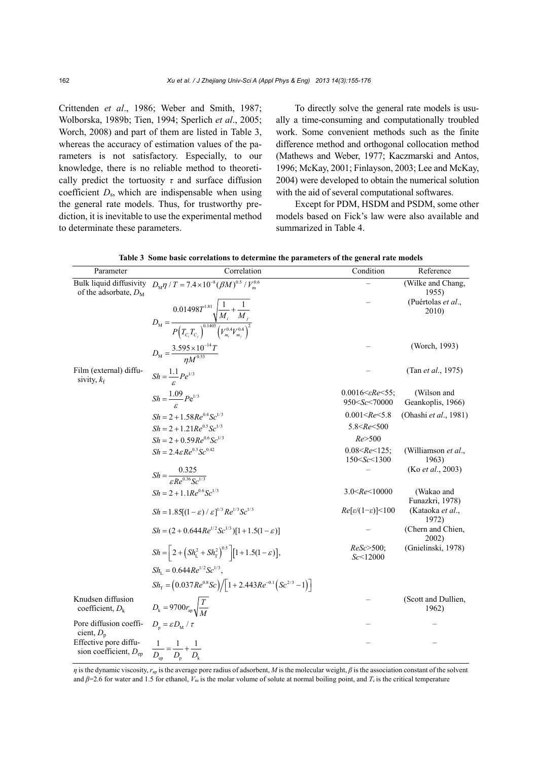Crittenden *et al*., 1986; Weber and Smith, 1987; Wolborska, 1989b; Tien, 1994; Sperlich *et al*., 2005; Worch, 2008) and part of them are listed in Table 3, whereas the accuracy of estimation values of the parameters is not satisfactory. Especially, to our knowledge, there is no reliable method to theoretically predict the tortuosity $\tau$ and surface diffusion coefficient $D_s$, which are indispensable when using the general rate models. Thus, for trustworthy prediction, it is inevitable to use the experimental method to determinate these parameters.

To directly solve the general rate models is usually a time-consuming and computationally troubled work. Some convenient methods such as the finite difference method and orthogonal collocation method (Mathews and Weber, 1977; Kaczmarski and Antos, 1996; McKay, 2001; Finlayson, 2003; Lee and McKay, 2004) were developed to obtain the numerical solution with the aid of several computational softwares.

Except for PDM, HSDM and PSDM, some other models based on Fick's law were also available and summarized in Table 4.

**Table 3 Some basic correlations to determine the parameters of the general rate models**

| Parameter | Correlation | Condition | Reference |
|---|---|---|---|
| Bulk liquid diffusivity of the adsorbate, $D_M$ | $D_M\eta/T=7.4\times10^{-8}(\beta M)^{0.5}/V_m^{0.6}$ | – | (Wilke and Chang, 1955) |
| | $D_M=\dfrac{0.01498T^{1.81}\sqrt{\dfrac{1}{M_i}+\dfrac{1}{M_j}}}{P\left(T_{C_i}T_{C_j}\right)^{0.1405}\left(V_{m_i}^{0.4}V_{m_j}^{0.4}\right)^2}$ | – | (Puértolas *et al*., 2010) |
| | $D_M=\dfrac{3.595\times10^{-14}T}{\eta M^{0.53}}$ | – | (Worch, 1993) |
| Film (external) diffusivity, $k_f$ | $Sh=\dfrac{1.1}{\varepsilon}Pe^{1/3}$ | – | (Tan *et al*., 1975) |
| | $Sh=\dfrac{1.09}{\varepsilon}Pe^{1/3}$ | $0.0016<\varepsilon Re<55$; $950<Sc<70000$ | (Wilson and Geankoplis, 1966) |
| | $Sh=2+1.58Re^{0.4}Sc^{1/3}$ | $0.001<Re<5.8$ | (Ohashi *et al*., 1981) |
| | $Sh=2+1.21Re^{0.5}Sc^{1/3}$ | $5.8<Re<500$ | |
| | $Sh=2+0.59Re^{0.6}Sc^{1/3}$ | $Re>500$ | |
| | $Sh=2.4\varepsilon Re^{0.3}Sc^{0.42}$ | $0.08<Re<125$; $150<Sc<1300$ | (Williamson *et al*., 1963) |
| | $Sh=\dfrac{0.325}{\varepsilon Re^{0.36}Sc^{1/3}}$ | – | (Ko *et al*., 2003) |
| | $Sh=2+1.1Re^{0.6}Sc^{1/3}$ | $3.0<Re<10000$ | (Wakao and Funazkri, 1978) |
| | $Sh=1.85[(1-\varepsilon)/\varepsilon]^{1/3}Re^{1/3}Sc^{1/3}$ | $Re[\varepsilon/(1-\varepsilon)]<100$ | (Kataoka *et al*., 1972) |
| | $Sh=(2+0.644Re^{1/2}Sc^{1/3})[1+1.5(1-\varepsilon)]$ | – | (Chern and Chien, 2002) |
| | $Sh=\left[2+\left(Sh_L^2+Sh_T^2\right)^{0.5}\right][1+1.5(1-\varepsilon)]$, $Sh_L=0.644Re^{1/2}Sc^{1/3}$, $Sh_T=\left(0.037Re^{0.8}Sc\right)\Big/\left[1+2.443Re^{-0.1}\left(Sc^{2/3}-1\right)\right]$ | $ReSc>500$; $Sc<12000$ | (Gnielinski, 1978) |
| Knudsen diffusion coefficient, $D_k$ | $D_k=9700r_{ap}\sqrt{\dfrac{T}{M}}$ | – | (Scott and Dullien, 1962) |
| Pore diffusion coefficient, $D_p$ | $D_p=\varepsilon D_M/\tau$ | – | – |
| Effective pore diffusion coefficient, $D_{ep}$ | $\dfrac{1}{D_{ep}}=\dfrac{1}{D_p}+\dfrac{1}{D_k}$ | – | – |

$\eta$ is the dynamic viscosity, $r_{ap}$ is the average pore radius of adsorbent, $M$ is the molecular weight, $\beta$ is the association constant of the solvent and $\beta$=2.6 for water and 1.5 for ethanol, $V_m$ is the molar volume of solute at normal boiling point, and $T_c$ is the critical temperature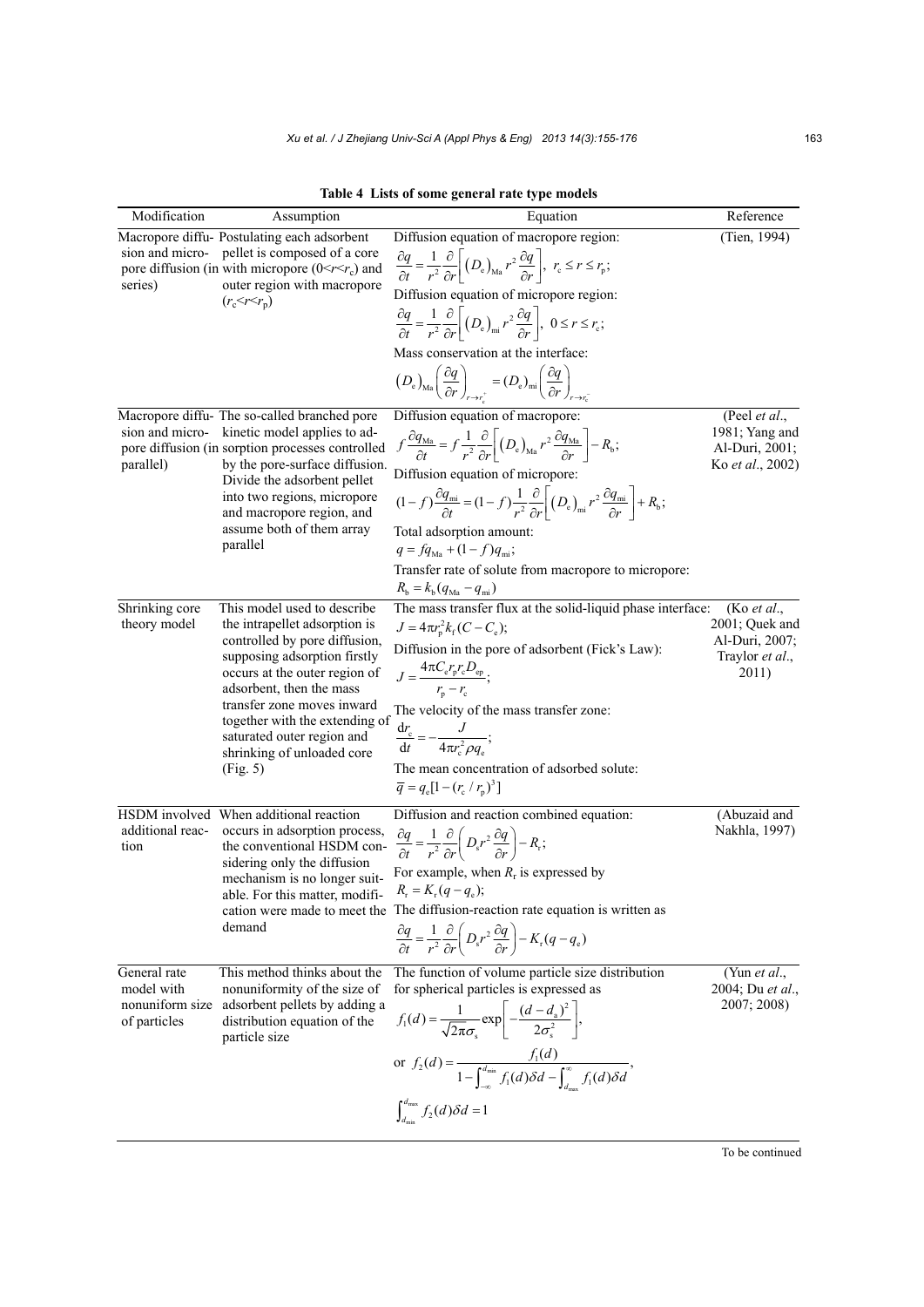**Table 4 Lists of some general rate type models**

| Modification | Assumption | Equation | Reference |
|---|---|---|---|
| Macropore diffusion and micropore diffusion (in series) | Postulating each adsorbent pellet is composed of a core with micropore ($0<r<r_c$) and outer region with macropore ($r_c<r<r_p$) | Diffusion equation of macropore region: $\frac{\partial q}{\partial t}=\frac{1}{r^2}\frac{\partial}{\partial r}\left[\left(D_e\right)_{Ma} r^2 \frac{\partial q}{\partial r}\right],\ r_c \le r \le r_p$; Diffusion equation of micropore region: $\frac{\partial q}{\partial t}=\frac{1}{r^2}\frac{\partial}{\partial r}\left[\left(D_e\right)_{mi} r^2 \frac{\partial q}{\partial r}\right],\ 0 \le r \le r_c$; Mass conservation at the interface: $\left(D_e\right)_{Ma}\left(\frac{\partial q}{\partial r}\right)_{r\to r_c^+}=(D_e)_{mi}\left(\frac{\partial q}{\partial r}\right)_{r\to r_c^-}$ | (Tien, 1994) |
| Macropore diffusion and micropore diffusion (in parallel) | The so-called branched pore kinetic model applies to adsorption processes controlled by the pore-surface diffusion. Divide the adsorbent pellet into two regions, micropore and macropore region, and assume both of them array parallel | Diffusion equation of macropore: $f\frac{\partial q_{Ma}}{\partial t}=f\frac{1}{r^2}\frac{\partial}{\partial r}\left[\left(D_e\right)_{Ma} r^2 \frac{\partial q_{Ma}}{\partial r}\right]-R_b$; Diffusion equation of micropore: $(1-f)\frac{\partial q_{mi}}{\partial t}=(1-f)\frac{1}{r^2}\frac{\partial}{\partial r}\left[\left(D_e\right)_{mi} r^2 \frac{\partial q_{mi}}{\partial r}\right]+R_b$; Total adsorption amount: $q=fq_{Ma}+(1-f)q_{mi}$; Transfer rate of solute from macropore to micropore: $R_b=k_b(q_{Ma}-q_{mi})$ | (Peel *et al*., 1981; Yang and Al-Duri, 2001; Ko *et al*., 2002) |
| Shrinking core theory model | This model used to describe the intrapellet adsorption is controlled by pore diffusion, supposing adsorption firstly occurs at the outer region of adsorbent, then the mass transfer zone moves inward together with the extending of saturated outer region and shrinking of unloaded core (Fig. 5) | The mass transfer flux at the solid-liquid phase interface: $J=4\pi r_p^2 k_f (C-C_e)$; Diffusion in the pore of adsorbent (Fick's Law): $J=\frac{4\pi C_e r_p r_c D_{ep}}{r_p - r_c}$; The velocity of the mass transfer zone: $\frac{dr_c}{dt}=-\frac{J}{4\pi r_c^2 \rho q_e}$; The mean concentration of adsorbed solute: $\bar{q}=q_e[1-(r_c/r_p)^3]$ | (Ko *et al*., 2001; Quek and Al-Duri, 2007; Traylor *et al*., 2011) |
| HSDM involved additional reaction | When additional reaction occurs in adsorption process, the conventional HSDM considering only the diffusion mechanism is no longer suitable. For this matter, modification were made to meet the demand | Diffusion and reaction combined equation: $\frac{\partial q}{\partial t}=\frac{1}{r^2}\frac{\partial}{\partial r}\left(D_s r^2 \frac{\partial q}{\partial r}\right)-R_r$; For example, when $R_r$ is expressed by $R_r=K_r(q-q_e)$; The diffusion-reaction rate equation is written as $\frac{\partial q}{\partial t}=\frac{1}{r^2}\frac{\partial}{\partial r}\left(D_s r^2 \frac{\partial q}{\partial r}\right)-K_r(q-q_e)$ | (Abuzaid and Nakhla, 1997) |
| General rate model with nonuniform size of particles | This method thinks about the nonuniformity of the size of adsorbent pellets by adding a distribution equation of the particle size | The function of volume particle size distribution for spherical particles is expressed as $f_1(d)=\frac{1}{\sqrt{2\pi}\sigma_s}\exp\left[-\frac{(d-d_a)^2}{2\sigma_s^2}\right]$, or $f_2(d)=\frac{f_1(d)}{1-\int_{-\infty}^{d_{min}} f_1(d)\delta d-\int_{d_{max}}^{\infty} f_1(d)\delta d}$, $\int_{d_{min}}^{d_{max}} f_2(d)\delta d=1$ | (Yun *et al*., 2004; Du *et al*., 2007; 2008) |

To be continued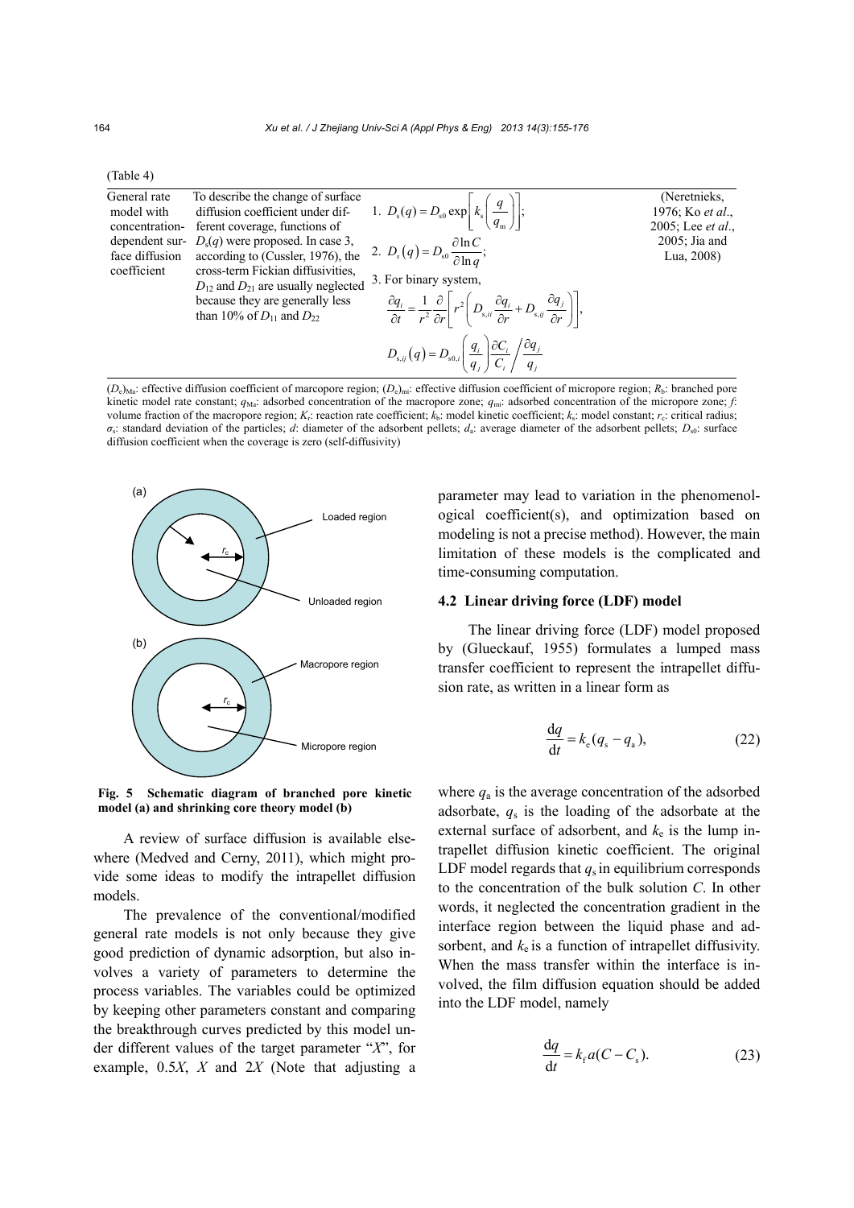(Table 4)

| | | | |
|---|---|---|---|
| General rate model with concentration-dependent surface diffusion coefficient | To describe the change of surface diffusion coefficient under different coverage, functions of $D_s(q)$ were proposed. In case 3, according to (Cussler, 1976), the cross-term Fickian diffusivities, $D_{12}$ and $D_{21}$ are usually neglected because they are generally less than 10% of $D_{11}$ and $D_{22}$ | 1. $D_s(q)=D_{s0}\exp\left[k_s\left(\dfrac{q}{q_m}\right)\right]$; 2. $D_s(q)=D_{s0}\dfrac{\partial \ln C}{\partial \ln q}$; 3. For binary system, $\dfrac{\partial q_i}{\partial t}=\dfrac{1}{r^2}\dfrac{\partial}{\partial r}\left[r^2\left(D_{s,ii}\dfrac{\partial q_i}{\partial r}+D_{s,ij}\dfrac{\partial q_j}{\partial r}\right)\right]$, $D_{s,ij}(q)=D_{s0,i}\left(\dfrac{q_i}{q_j}\right)\dfrac{\partial C_i}{C_i}\Big/\dfrac{\partial q_j}{q_j}$ | (Neretnieks, 1976; Ko *et al*., 2005; Lee *et al*., 2005; Jia and Lua, 2008) |

$(D_e)_{Ma}$: effective diffusion coefficient of marcopore region; $(D_e)_{mi}$: effective diffusion coefficient of micropore region; $R_b$: branched pore kinetic model rate constant; $q_{Ma}$: adsorbed concentration of the macropore zone; $q_{mi}$: adsorbed concentration of the micropore zone; $f$: volume fraction of the macropore region; $K_r$: reaction rate coefficient; $k_b$: model kinetic coefficient; $k_s$: model constant; $r_c$: critical radius; $\sigma_s$: standard deviation of the particles; $d$: diameter of the adsorbent pellets; $d_a$: average diameter of the adsorbent pellets; $D_{s0}$: surface diffusion coefficient when the coverage is zero (self-diffusivity)

**Fig. 5 Schematic diagram of branched pore kinetic model (a) and shrinking core theory model (b)**

A review of surface diffusion is available elsewhere (Medved and Cerny, 2011), which might provide some ideas to modify the intrapellet diffusion models.

The prevalence of the conventional/modified general rate models is not only because they give good prediction of dynamic adsorption, but also involves a variety of parameters to determine the process variables. The variables could be optimized by keeping other parameters constant and comparing the breakthrough curves predicted by this model under different values of the target parameter "$X$", for example, $0.5X$, $X$ and $2X$ (Note that adjusting a parameter may lead to variation in the phenomenological coefficient(s), and optimization based on modeling is not a precise method). However, the main limitation of these models is the complicated and time-consuming computation.

### 4.2 Linear driving force (LDF) model

The linear driving force (LDF) model proposed by (Glueckauf, 1955) formulates a lumped mass transfer coefficient to represent the intrapellet diffusion rate, as written in a linear form as

$$\frac{dq}{dt}=k_e(q_s-q_a), \tag{22}$$

where $q_a$ is the average concentration of the adsorbed adsorbate, $q_s$ is the loading of the adsorbate at the external surface of adsorbent, and $k_e$ is the lump intrapellet diffusion kinetic coefficient. The original LDF model regards that $q_s$ in equilibrium corresponds to the concentration of the bulk solution $C$. In other words, it neglected the concentration gradient in the interface region between the liquid phase and adsorbent, and $k_e$ is a function of intrapellet diffusivity. When the mass transfer within the interface is involved, the film diffusion equation should be added into the LDF model, namely

$$\frac{dq}{dt}=k_f a(C-C_s). \tag{23}$$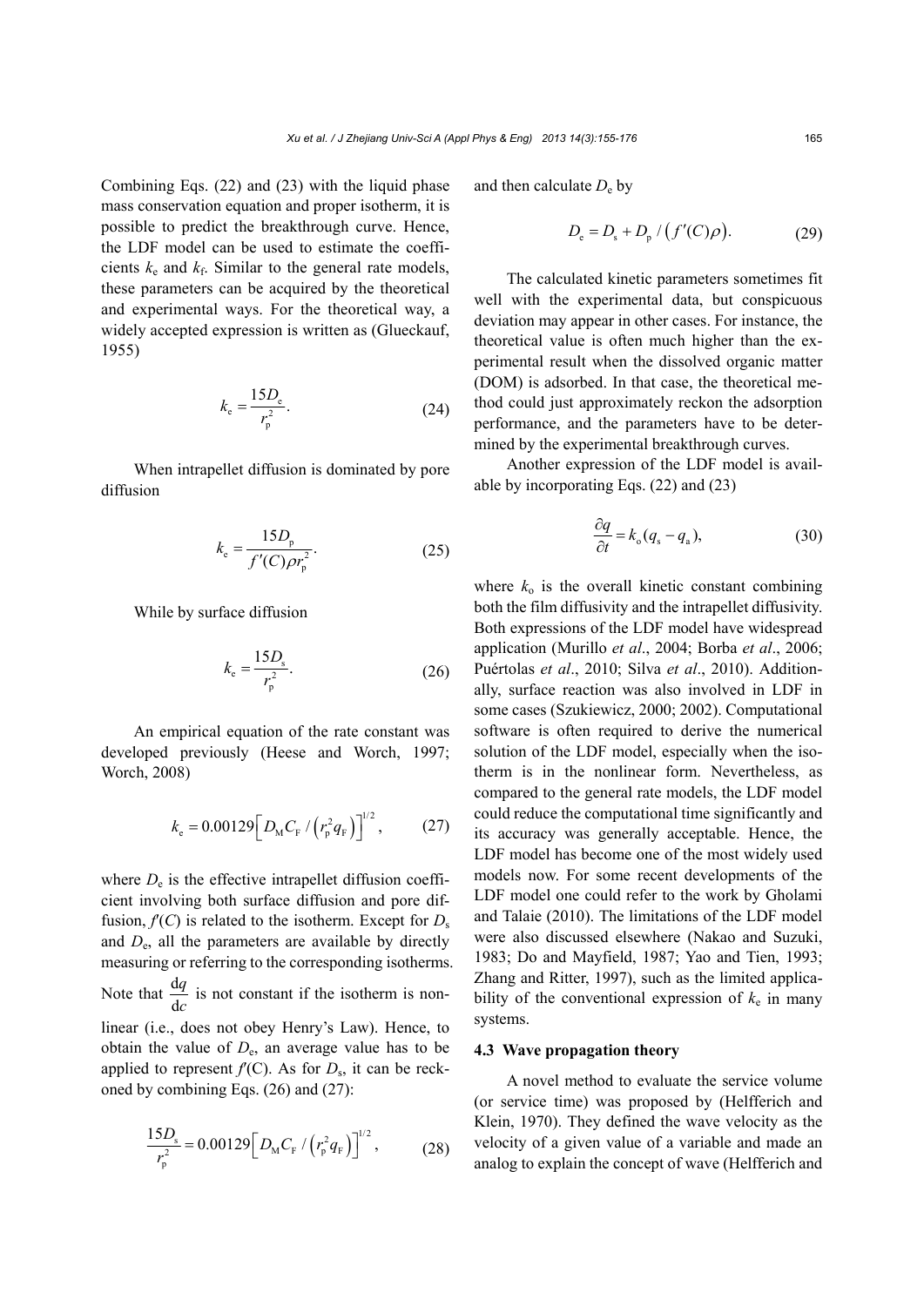Combining Eqs. (22) and (23) with the liquid phase mass conservation equation and proper isotherm, it is possible to predict the breakthrough curve. Hence, the LDF model can be used to estimate the coefficients $k_e$ and $k_f$. Similar to the general rate models, these parameters can be acquired by the theoretical and experimental ways. For the theoretical way, a widely accepted expression is written as (Glueckauf, 1955)

$$k_e = \frac{15D_e}{r_p^2}. \tag{24}$$

When intrapellet diffusion is dominated by pore diffusion

$$k_e = \frac{15D_p}{f'(C)\rho r_p^2}. \tag{25}$$

While by surface diffusion

$$k_e = \frac{15D_s}{r_p^2}. \tag{26}$$

An empirical equation of the rate constant was developed previously (Heese and Worch, 1997; Worch, 2008)

$$k_e = 0.00129\left[D_M C_F / \left(r_p^2 q_F\right)\right]^{1/2}, \tag{27}$$

where $D_e$ is the effective intrapellet diffusion coefficient involving both surface diffusion and pore diffusion, $f'(C)$ is related to the isotherm. Except for $D_s$ and $D_e$, all the parameters are available by directly measuring or referring to the corresponding isotherms. Note that $\frac{\mathrm{d}q}{\mathrm{d}c}$ is not constant if the isotherm is nonlinear (i.e., does not obey Henry's Law). Hence, to obtain the value of $D_e$, an average value has to be applied to represent $f'(C)$. As for $D_s$, it can be reckoned by combining Eqs. (26) and (27):

$$\frac{15D_s}{r_p^2} = 0.00129\left[D_M C_F / \left(r_p^2 q_F\right)\right]^{1/2}, \tag{28}$$

and then calculate $D_e$ by

$$D_e = D_s + D_p / \left(f'(C)\rho\right). \tag{29}$$

The calculated kinetic parameters sometimes fit well with the experimental data, but conspicuous deviation may appear in other cases. For instance, the theoretical value is often much higher than the experimental result when the dissolved organic matter (DOM) is adsorbed. In that case, the theoretical method could just approximately reckon the adsorption performance, and the parameters have to be determined by the experimental breakthrough curves.

Another expression of the LDF model is available by incorporating Eqs. (22) and (23)

$$\frac{\partial q}{\partial t} = k_o(q_s - q_a), \tag{30}$$

where $k_o$ is the overall kinetic constant combining both the film diffusivity and the intrapellet diffusivity. Both expressions of the LDF model have widespread application (Murillo *et al*., 2004; Borba *et al*., 2006; Puértolas *et al*., 2010; Silva *et al*., 2010). Additionally, surface reaction was also involved in LDF in some cases (Szukiewicz, 2000; 2002). Computational software is often required to derive the numerical solution of the LDF model, especially when the isotherm is in the nonlinear form. Nevertheless, as compared to the general rate models, the LDF model could reduce the computational time significantly and its accuracy was generally acceptable. Hence, the LDF model has become one of the most widely used models now. For some recent developments of the LDF model one could refer to the work by Gholami and Talaie (2010). The limitations of the LDF model were also discussed elsewhere (Nakao and Suzuki, 1983; Do and Mayfield, 1987; Yao and Tien, 1993; Zhang and Ritter, 1997), such as the limited applicability of the conventional expression of $k_e$ in many systems.

### 4.3 Wave propagation theory

A novel method to evaluate the service volume (or service time) was proposed by (Helfferich and Klein, 1970). They defined the wave velocity as the velocity of a given value of a variable and made an analog to explain the concept of wave (Helfferich and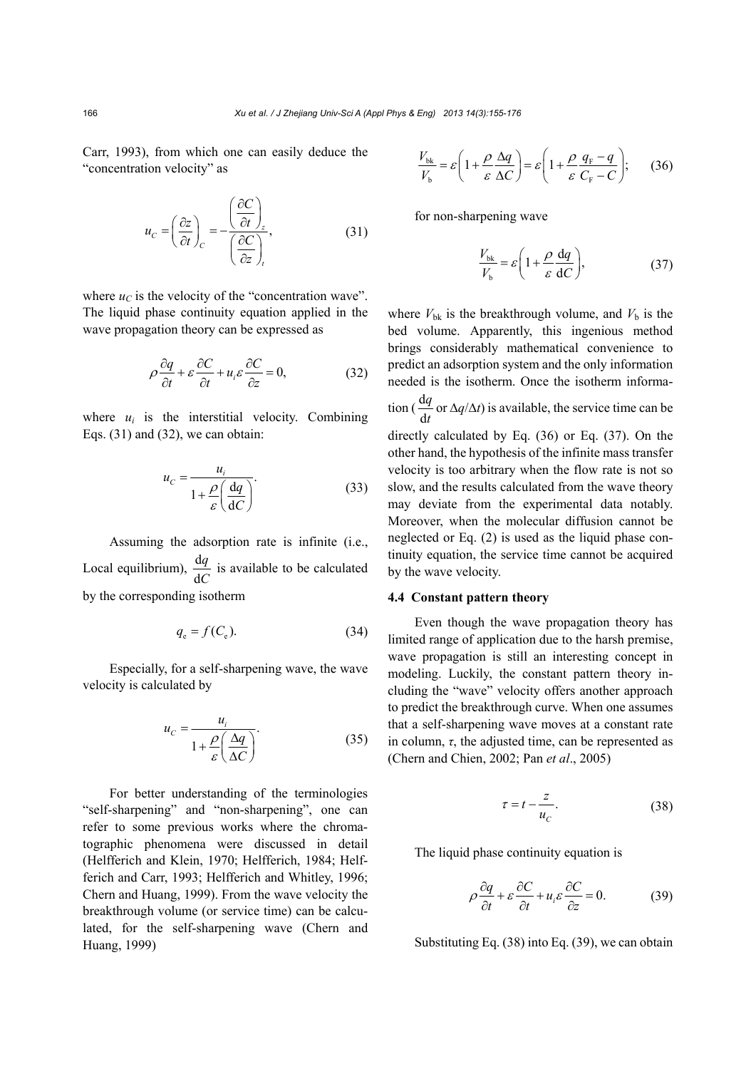Carr, 1993), from which one can easily deduce the "concentration velocity" as

$$u_C = \left(\frac{\partial z}{\partial t}\right)_C = -\frac{\left(\frac{\partial C}{\partial t}\right)_z}{\left(\frac{\partial C}{\partial z}\right)_t}, \tag{31}$$

where $u_C$ is the velocity of the "concentration wave". The liquid phase continuity equation applied in the wave propagation theory can be expressed as

$$\rho\frac{\partial q}{\partial t} + \varepsilon\frac{\partial C}{\partial t} + u_i\varepsilon\frac{\partial C}{\partial z} = 0, \tag{32}$$

where $u_i$ is the interstitial velocity. Combining Eqs. (31) and (32), we can obtain:

$$u_C = \frac{u_i}{1 + \frac{\rho}{\varepsilon}\left(\frac{\mathrm{d}q}{\mathrm{d}C}\right)}. \tag{33}$$

Assuming the adsorption rate is infinite (i.e., Local equilibrium), $\frac{\mathrm{d}q}{\mathrm{d}C}$ is available to be calculated by the corresponding isotherm

$$q_\mathrm{e} = f(C_\mathrm{e}). \tag{34}$$

Especially, for a self-sharpening wave, the wave velocity is calculated by

$$u_C = \frac{u_i}{1 + \frac{\rho}{\varepsilon}\left(\frac{\Delta q}{\Delta C}\right)}. \tag{35}$$

For better understanding of the terminologies "self-sharpening" and "non-sharpening", one can refer to some previous works where the chromatographic phenomena were discussed in detail (Helfferich and Klein, 1970; Helfferich, 1984; Helfferich and Carr, 1993; Helfferich and Whitley, 1996; Chern and Huang, 1999). From the wave velocity the breakthrough volume (or service time) can be calculated, for the self-sharpening wave (Chern and Huang, 1999)

$$\frac{V_\mathrm{bk}}{V_\mathrm{b}} = \varepsilon\left(1 + \frac{\rho}{\varepsilon}\frac{\Delta q}{\Delta C}\right) = \varepsilon\left(1 + \frac{\rho}{\varepsilon}\frac{q_\mathrm{F} - q}{C_\mathrm{F} - C}\right); \tag{36}$$

for non-sharpening wave

$$\frac{V_\mathrm{bk}}{V_\mathrm{b}} = \varepsilon\left(1 + \frac{\rho}{\varepsilon}\frac{\mathrm{d}q}{\mathrm{d}C}\right), \tag{37}$$

where $V_\mathrm{bk}$ is the breakthrough volume, and $V_\mathrm{b}$ is the bed volume. Apparently, this ingenious method brings considerably mathematical convenience to predict an adsorption system and the only information needed is the isotherm. Once the isotherm information ($\frac{\mathrm{d}q}{\mathrm{d}t}$ or $\Delta q/\Delta t$) is available, the service time can be directly calculated by Eq. (36) or Eq. (37). On the other hand, the hypothesis of the infinite mass transfer velocity is too arbitrary when the flow rate is not so slow, and the results calculated from the wave theory may deviate from the experimental data notably. Moreover, when the molecular diffusion cannot be neglected or Eq. (2) is used as the liquid phase continuity equation, the service time cannot be acquired by the wave velocity.

### 4.4 Constant pattern theory

Even though the wave propagation theory has limited range of application due to the harsh premise, wave propagation is still an interesting concept in modeling. Luckily, the constant pattern theory including the "wave" velocity offers another approach to predict the breakthrough curve. When one assumes that a self-sharpening wave moves at a constant rate in column, $\tau$, the adjusted time, can be represented as (Chern and Chien, 2002; Pan *et al*., 2005)

$$\tau = t - \frac{z}{u_C}. \tag{38}$$

The liquid phase continuity equation is

$$\rho\frac{\partial q}{\partial t} + \varepsilon\frac{\partial C}{\partial t} + u_i\varepsilon\frac{\partial C}{\partial z} = 0. \tag{39}$$

Substituting Eq. (38) into Eq. (39), we can obtain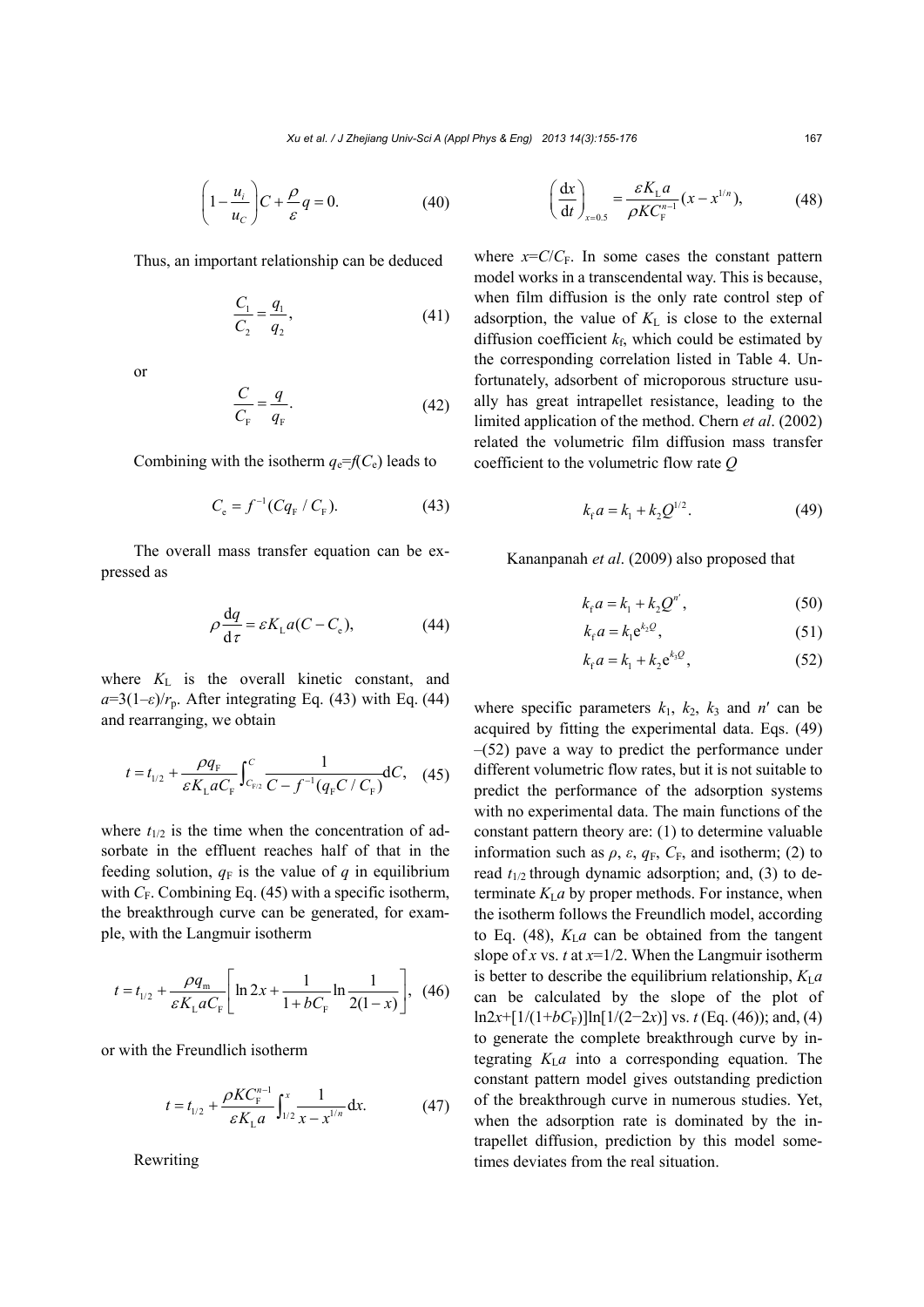$$\left(1-\frac{u_i}{u_C}\right)C+\frac{\rho}{\varepsilon}q=0. \tag{40}$$

Thus, an important relationship can be deduced

$$\frac{C_1}{C_2}=\frac{q_1}{q_2}, \tag{41}$$

or

$$\frac{C}{C_\mathrm{F}}=\frac{q}{q_\mathrm{F}}. \tag{42}$$

Combining with the isotherm $q_\mathrm{e}=f(C_\mathrm{e})$ leads to

$$C_\mathrm{e}=f^{-1}(Cq_\mathrm{F}/C_\mathrm{F}). \tag{43}$$

The overall mass transfer equation can be expressed as

$$\rho\frac{\mathrm{d}q}{\mathrm{d}\tau}=\varepsilon K_\mathrm{L}a(C-C_\mathrm{e}), \tag{44}$$

where $K_\mathrm{L}$ is the overall kinetic constant, and $a=3(1-\varepsilon)/r_\mathrm{p}$. After integrating Eq. (43) with Eq. (44) and rearranging, we obtain

$$t=t_{1/2}+\frac{\rho q_\mathrm{F}}{\varepsilon K_\mathrm{L}aC_\mathrm{F}}\int_{C_{\mathrm{F}/2}}^{C}\frac{1}{C-f^{-1}(q_\mathrm{F}C/C_\mathrm{F})}\mathrm{d}C, \tag{45}$$

where $t_{1/2}$ is the time when the concentration of adsorbate in the effluent reaches half of that in the feeding solution, $q_\mathrm{F}$ is the value of $q$ in equilibrium with $C_\mathrm{F}$. Combining Eq. (45) with a specific isotherm, the breakthrough curve can be generated, for example, with the Langmuir isotherm

$$t=t_{1/2}+\frac{\rho q_\mathrm{m}}{\varepsilon K_\mathrm{L}aC_\mathrm{F}}\left[\ln 2x+\frac{1}{1+bC_\mathrm{F}}\ln\frac{1}{2(1-x)}\right], \tag{46}$$

or with the Freundlich isotherm

$$t=t_{1/2}+\frac{\rho KC_\mathrm{F}^{n-1}}{\varepsilon K_\mathrm{L}a}\int_{1/2}^{x}\frac{1}{x-x^{1/n}}\mathrm{d}x. \tag{47}$$

Rewriting

$$\left(\frac{\mathrm{d}x}{\mathrm{d}t}\right)_{x=0.5}=\frac{\varepsilon K_\mathrm{L}a}{\rho KC_\mathrm{F}^{n-1}}(x-x^{1/n}), \tag{48}$$

where $x=C/C_\mathrm{F}$. In some cases the constant pattern model works in a transcendental way. This is because, when film diffusion is the only rate control step of adsorption, the value of $K_\mathrm{L}$ is close to the external diffusion coefficient $k_\mathrm{f}$, which could be estimated by the corresponding correlation listed in Table 4. Unfortunately, adsorbent of microporous structure usually has great intrapellet resistance, leading to the limited application of the method. Chern *et al*. (2002) related the volumetric film diffusion mass transfer coefficient to the volumetric flow rate $Q$

$$k_\mathrm{f}a=k_1+k_2Q^{1/2}. \tag{49}$$

Kananpanah *et al*. (2009) also proposed that

$$k_\mathrm{f}a=k_1+k_2Q^{n'}, \tag{50}$$

$$k_\mathrm{f}a=k_1\mathrm{e}^{k_2Q}, \tag{51}$$

$$k_\mathrm{f}a=k_1+k_2\mathrm{e}^{k_3Q}, \tag{52}$$

where specific parameters $k_1$, $k_2$, $k_3$ and $n'$ can be acquired by fitting the experimental data. Eqs. (49)–(52) pave a way to predict the performance under different volumetric flow rates, but it is not suitable to predict the performance of the adsorption systems with no experimental data. The main functions of the constant pattern theory are: (1) to determine valuable information such as $\rho$, $\varepsilon$, $q_\mathrm{F}$, $C_\mathrm{F}$, and isotherm; (2) to read $t_{1/2}$ through dynamic adsorption; and, (3) to determinate $K_\mathrm{L}a$ by proper methods. For instance, when the isotherm follows the Freundlich model, according to Eq. (48), $K_\mathrm{L}a$ can be obtained from the tangent slope of $x$ vs. $t$ at $x=1/2$. When the Langmuir isotherm is better to describe the equilibrium relationship, $K_\mathrm{L}a$ can be calculated by the slope of the plot of $\ln 2x+[1/(1+bC_\mathrm{F})]\ln[1/(2-2x)]$ vs. $t$ (Eq. (46)); and, (4) to generate the complete breakthrough curve by integrating $K_\mathrm{L}a$ into a corresponding equation. The constant pattern model gives outstanding prediction of the breakthrough curve in numerous studies. Yet, when the adsorption rate is dominated by the intrapellet diffusion, prediction by this model sometimes deviates from the real situation.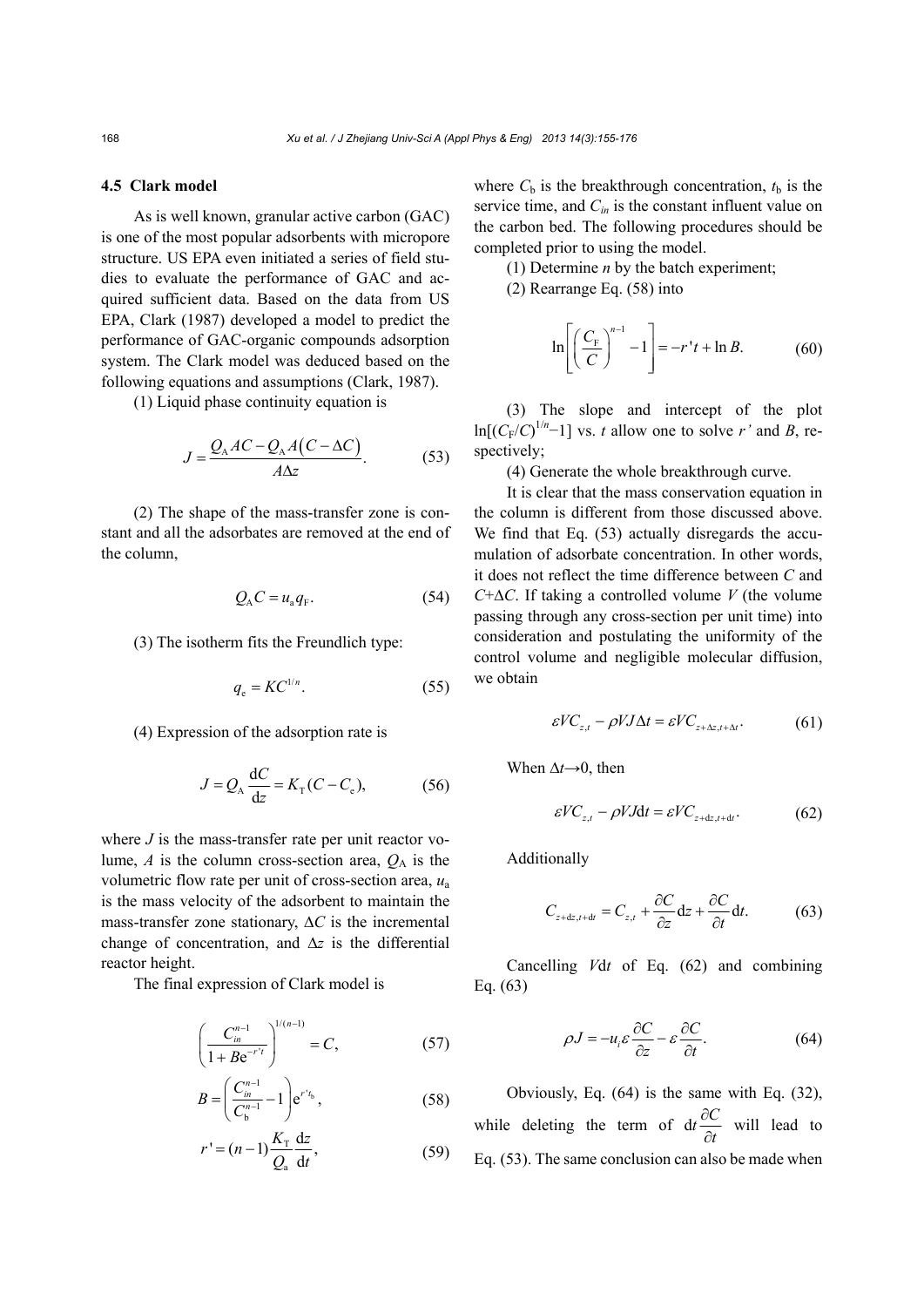### 4.5 Clark model

As is well known, granular active carbon (GAC) is one of the most popular adsorbents with micropore structure. US EPA even initiated a series of field studies to evaluate the performance of GAC and acquired sufficient data. Based on the data from US EPA, Clark (1987) developed a model to predict the performance of GAC-organic compounds adsorption system. The Clark model was deduced based on the following equations and assumptions (Clark, 1987).

(1) Liquid phase continuity equation is

$$J=\frac{Q_{\mathrm{A}}AC-Q_{\mathrm{A}}A\left(C-\Delta C\right)}{A\Delta z}. \tag{53}$$

(2) The shape of the mass-transfer zone is constant and all the adsorbates are removed at the end of the column,

$$Q_{\mathrm{A}}C=u_{\mathrm{a}}q_{\mathrm{F}}. \tag{54}$$

(3) The isotherm fits the Freundlich type:

$$q_{\mathrm{e}}=KC^{1/n}. \tag{55}$$

(4) Expression of the adsorption rate is

$$J=Q_{\mathrm{A}}\frac{\mathrm{d}C}{\mathrm{d}z}=K_{\mathrm{T}}(C-C_{\mathrm{e}}), \tag{56}$$

where $J$ is the mass-transfer rate per unit reactor volume, $A$ is the column cross-section area, $Q_{\mathrm{A}}$ is the volumetric flow rate per unit of cross-section area, $u_{\mathrm{a}}$ is the mass velocity of the adsorbent to maintain the mass-transfer zone stationary, $\Delta C$ is the incremental change of concentration, and $\Delta z$ is the differential reactor height.

The final expression of Clark model is

$$\left(\frac{C_{in}^{n-1}}{1+B\mathrm{e}^{-r't}}\right)^{1/(n-1)}=C, \tag{57}$$

$$B=\left(\frac{C_{in}^{n-1}}{C_{\mathrm{b}}^{n-1}}-1\right)\mathrm{e}^{r't_{\mathrm{b}}}, \tag{58}$$

$$r'=(n-1)\frac{K_{\mathrm{T}}}{Q_{\mathrm{a}}}\frac{\mathrm{d}z}{\mathrm{d}t}, \tag{59}$$

where $C_{\mathrm{b}}$ is the breakthrough concentration, $t_{\mathrm{b}}$ is the service time, and $C_{in}$ is the constant influent value on the carbon bed. The following procedures should be completed prior to using the model.

(1) Determine $n$ by the batch experiment;

(2) Rearrange Eq. (58) into

$$\ln\left[\left(\frac{C_{\mathrm{F}}}{C}\right)^{n-1}-1\right]=-r't+\ln B. \tag{60}$$

(3) The slope and intercept of the plot $\ln[(C_{\mathrm{F}}/C)^{1/n}-1]$ vs. $t$ allow one to solve $r'$ and $B$, respectively;

(4) Generate the whole breakthrough curve.

It is clear that the mass conservation equation in the column is different from those discussed above. We find that Eq. (53) actually disregards the accumulation of adsorbate concentration. In other words, it does not reflect the time difference between $C$ and $C+\Delta C$. If taking a controlled volume $V$ (the volume passing through any cross-section per unit time) into consideration and postulating the uniformity of the control volume and negligible molecular diffusion, we obtain

$$\varepsilon VC_{z,t}-\rho VJ\Delta t=\varepsilon VC_{z+\Delta z,t+\Delta t}. \tag{61}$$

When $\Delta t\rightarrow 0$, then

$$\varepsilon VC_{z,t}-\rho VJ\mathrm{d}t=\varepsilon VC_{z+\mathrm{d}z,t+\mathrm{d}t}. \tag{62}$$

Additionally

$$C_{z+\mathrm{d}z,t+\mathrm{d}t}=C_{z,t}+\frac{\partial C}{\partial z}\mathrm{d}z+\frac{\partial C}{\partial t}\mathrm{d}t. \tag{63}$$

Cancelling $V\mathrm{d}t$ of Eq. (62) and combining Eq. (63)

$$\rho J=-u_{i}\varepsilon\frac{\partial C}{\partial z}-\varepsilon\frac{\partial C}{\partial t}. \tag{64}$$

Obviously, Eq. (64) is the same with Eq. (32), while deleting the term of $\mathrm{d}t\dfrac{\partial C}{\partial t}$ will lead to Eq. (53). The same conclusion can also be made when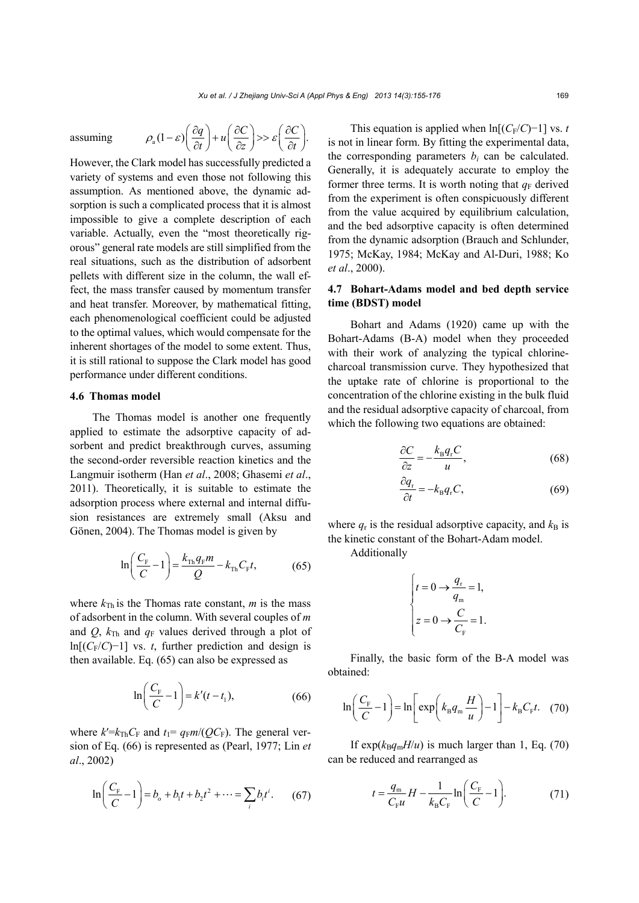assuming $\rho_{\mathrm{a}}(1-\varepsilon)\left(\frac{\partial q}{\partial t}\right)+u\left(\frac{\partial C}{\partial z}\right)>>\varepsilon\left(\frac{\partial C}{\partial t}\right)$.

However, the Clark model has successfully predicted a variety of systems and even those not following this assumption. As mentioned above, the dynamic adsorption is such a complicated process that it is almost impossible to give a complete description of each variable. Actually, even the "most theoretically rigorous" general rate models are still simplified from the real situations, such as the distribution of adsorbent pellets with different size in the column, the wall effect, the mass transfer caused by momentum transfer and heat transfer. Moreover, by mathematical fitting, each phenomenological coefficient could be adjusted to the optimal values, which would compensate for the inherent shortages of the model to some extent. Thus, it is still rational to suppose the Clark model has good performance under different conditions.

### 4.6 Thomas model

The Thomas model is another one frequently applied to estimate the adsorptive capacity of adsorbent and predict breakthrough curves, assuming the second-order reversible reaction kinetics and the Langmuir isotherm (Han *et al*., 2008; Ghasemi *et al*., 2011). Theoretically, it is suitable to estimate the adsorption process where external and internal diffusion resistances are extremely small (Aksu and Gönen, 2004). The Thomas model is given by

$$\ln\left(\frac{C_{\mathrm{F}}}{C}-1\right)=\frac{k_{\mathrm{Th}}q_{\mathrm{F}}m}{Q}-k_{\mathrm{Th}}C_{\mathrm{F}}t, \tag{65}$$

where $k_{\mathrm{Th}}$ is the Thomas rate constant, $m$ is the mass of adsorbent in the column. With several couples of $m$ and $Q$, $k_{\mathrm{Th}}$ and $q_{\mathrm{F}}$ values derived through a plot of $\ln[(C_{\mathrm{F}}/C)-1]$ vs. $t$, further prediction and design is then available. Eq. (65) can also be expressed as

$$\ln\left(\frac{C_{\mathrm{F}}}{C}-1\right)=k'(t-t_1), \tag{66}$$

where $k'=k_{\mathrm{Th}}C_{\mathrm{F}}$ and $t_1=q_{\mathrm{F}}m/(QC_{\mathrm{F}})$. The general version of Eq. (66) is represented as (Pearl, 1977; Lin *et al*., 2002)

$$\ln\left(\frac{C_{\mathrm{F}}}{C}-1\right)=b_{\mathrm{o}}+b_1t+b_2t^2+\cdots=\sum_i b_it^i. \tag{67}$$

This equation is applied when $\ln[(C_{\mathrm{F}}/C)-1]$ vs. $t$ is not in linear form. By fitting the experimental data, the corresponding parameters $b_i$ can be calculated. Generally, it is adequately accurate to employ the former three terms. It is worth noting that $q_{\mathrm{F}}$ derived from the experiment is often conspicuously different from the value acquired by equilibrium calculation, and the bed adsorptive capacity is often determined from the dynamic adsorption (Brauch and Schlunder, 1975; McKay, 1984; McKay and Al-Duri, 1988; Ko *et al*., 2000).

### 4.7 Bohart-Adams model and bed depth service time (BDST) model

Bohart and Adams (1920) came up with the Bohart-Adams (B-A) model when they proceeded with their work of analyzing the typical chlorine-charcoal transmission curve. They hypothesized that the uptake rate of chlorine is proportional to the concentration of the chlorine existing in the bulk fluid and the residual adsorptive capacity of charcoal, from which the following two equations are obtained:

$$\frac{\partial C}{\partial z}=-\frac{k_{\mathrm{B}}q_{\mathrm{r}}C}{u}, \tag{68}$$

$$\frac{\partial q_{\mathrm{r}}}{\partial t}=-k_{\mathrm{B}}q_{\mathrm{r}}C, \tag{69}$$

where $q_{\mathrm{r}}$ is the residual adsorptive capacity, and $k_{\mathrm{B}}$ is the kinetic constant of the Bohart-Adam model.

Additionally

$$\begin{cases} t=0\rightarrow\dfrac{q_{\mathrm{r}}}{q_{\mathrm{m}}}=1, \\ z=0\rightarrow\dfrac{C}{C_{\mathrm{F}}}=1. \end{cases}$$

Finally, the basic form of the B-A model was obtained:

$$\ln\left(\frac{C_{\mathrm{F}}}{C}-1\right)=\ln\left[\exp\left(k_{\mathrm{B}}q_{\mathrm{m}}\frac{H}{u}\right)-1\right]-k_{\mathrm{B}}C_{\mathrm{F}}t. \tag{70}$$

If $\exp(k_{\mathrm{B}}q_{\mathrm{m}}H/u)$ is much larger than 1, Eq. (70) can be reduced and rearranged as

$$t=\frac{q_{\mathrm{m}}}{C_{\mathrm{F}}u}H-\frac{1}{k_{\mathrm{B}}C_{\mathrm{F}}}\ln\left(\frac{C_{\mathrm{F}}}{C}-1\right). \tag{71}$$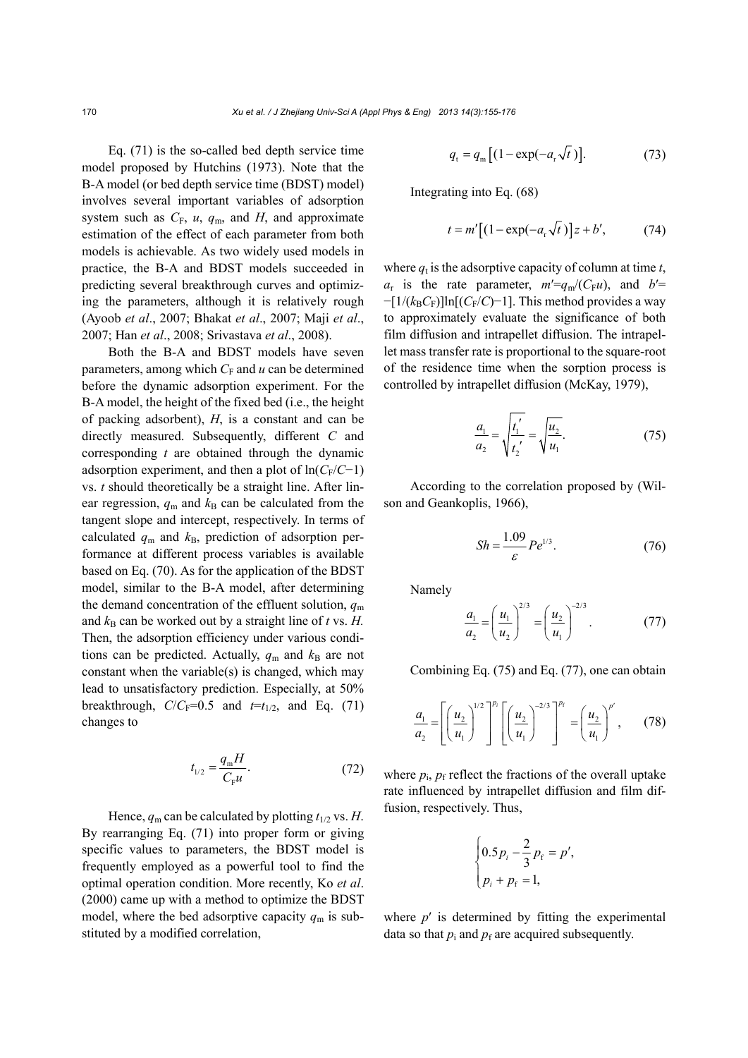Eq. (71) is the so-called bed depth service time model proposed by Hutchins (1973). Note that the B-A model (or bed depth service time (BDST) model) involves several important variables of adsorption system such as $C_F$, $u$, $q_m$, and $H$, and approximate estimation of the effect of each parameter from both models is achievable. As two widely used models in practice, the B-A and BDST models succeeded in predicting several breakthrough curves and optimizing the parameters, although it is relatively rough (Ayoob *et al*., 2007; Bhakat *et al*., 2007; Maji *et al*., 2007; Han *et al*., 2008; Srivastava *et al*., 2008).

Both the B-A and BDST models have seven parameters, among which $C_F$ and $u$ can be determined before the dynamic adsorption experiment. For the B-A model, the height of the fixed bed (i.e., the height of packing adsorbent), $H$, is a constant and can be directly measured. Subsequently, different $C$ and corresponding $t$ are obtained through the dynamic adsorption experiment, and then a plot of $\ln(C_F/C-1)$ vs. $t$ should theoretically be a straight line. After linear regression, $q_m$ and $k_B$ can be calculated from the tangent slope and intercept, respectively. In terms of calculated $q_m$ and $k_B$, prediction of adsorption performance at different process variables is available based on Eq. (70). As for the application of the BDST model, similar to the B-A model, after determining the demand concentration of the effluent solution, $q_m$ and $k_B$ can be worked out by a straight line of $t$ vs. $H$. Then, the adsorption efficiency under various conditions can be predicted. Actually, $q_m$ and $k_B$ are not constant when the variable(s) is changed, which may lead to unsatisfactory prediction. Especially, at 50% breakthrough, $C/C_F$=0.5 and $t$=$t_{1/2}$, and Eq. (71) changes to

$$t_{1/2} = \frac{q_m H}{C_F u}. \tag{72}$$

Hence, $q_m$ can be calculated by plotting $t_{1/2}$ vs. $H$. By rearranging Eq. (71) into proper form or giving specific values to parameters, the BDST model is frequently employed as a powerful tool to find the optimal operation condition. More recently, Ko *et al*. (2000) came up with a method to optimize the BDST model, where the bed adsorptive capacity $q_m$ is substituted by a modified correlation,

$$q_t = q_m \left[ (1 - \exp(-a_r \sqrt{t}) \right]. \tag{73}$$

Integrating into Eq. (68)

$$t = m' \left[ (1 - \exp(-a_r \sqrt{t}) \right] z + b', \tag{74}$$

where $q_t$ is the adsorptive capacity of column at time $t$, $a_r$ is the rate parameter, $m'=q_m/(C_F u)$, and $b'=-[1/(k_B C_F)]\ln[(C_F/C)-1]$. This method provides a way to approximately evaluate the significance of both film diffusion and intrapellet diffusion. The intrapellet mass transfer rate is proportional to the square-root of the residence time when the sorption process is controlled by intrapellet diffusion (McKay, 1979),

$$\frac{a_1}{a_2} = \sqrt{\frac{t_1'}{t_2'}} = \sqrt{\frac{u_2}{u_1}}. \tag{75}$$

According to the correlation proposed by (Wilson and Geankoplis, 1966),

$$Sh = \frac{1.09}{\varepsilon} Pe^{1/3}. \tag{76}$$

Namely

$$\frac{a_1}{a_2} = \left( \frac{u_1}{u_2} \right)^{2/3} = \left( \frac{u_2}{u_1} \right)^{-2/3}. \tag{77}$$

Combining Eq. (75) and Eq. (77), one can obtain

$$\frac{a_1}{a_2} = \left[ \left( \frac{u_2}{u_1} \right)^{1/2} \right]^{p_i} \left[ \left( \frac{u_2}{u_1} \right)^{-2/3} \right]^{p_f} = \left( \frac{u_2}{u_1} \right)^{p'}, \tag{78}$$

where $p_i$, $p_f$ reflect the fractions of the overall uptake rate influenced by intrapellet diffusion and film diffusion, respectively. Thus,

$$\begin{cases} 0.5 p_i - \dfrac{2}{3} p_f = p', \\ p_i + p_f = 1, \end{cases}$$

where $p'$ is determined by fitting the experimental data so that $p_i$ and $p_f$ are acquired subsequently.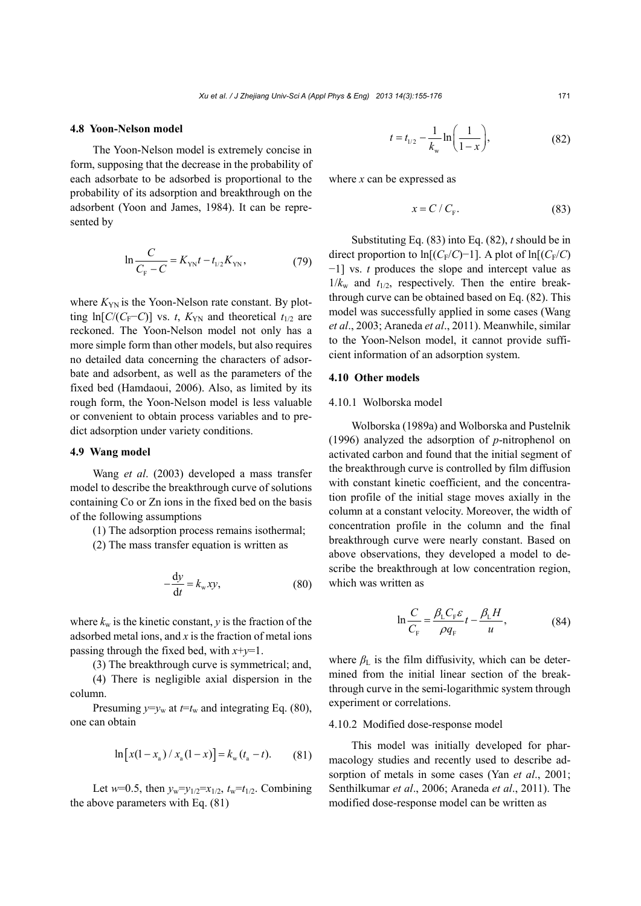### 4.8 Yoon-Nelson model

The Yoon-Nelson model is extremely concise in form, supposing that the decrease in the probability of each adsorbate to be adsorbed is proportional to the probability of its adsorption and breakthrough on the adsorbent (Yoon and James, 1984). It can be represented by

$$\ln\frac{C}{C_{\mathrm{F}}-C}=K_{\mathrm{YN}}t-t_{1/2}K_{\mathrm{YN}}, \tag{79}$$

where $K_{\mathrm{YN}}$ is the Yoon-Nelson rate constant. By plotting $\ln[C/(C_{\mathrm{F}}-C)]$ vs. $t$, $K_{\mathrm{YN}}$ and theoretical $t_{1/2}$ are reckoned. The Yoon-Nelson model not only has a more simple form than other models, but also requires no detailed data concerning the characters of adsorbate and adsorbent, as well as the parameters of the fixed bed (Hamdaoui, 2006). Also, as limited by its rough form, the Yoon-Nelson model is less valuable or convenient to obtain process variables and to predict adsorption under variety conditions.

### 4.9 Wang model

Wang *et al*. (2003) developed a mass transfer model to describe the breakthrough curve of solutions containing Co or Zn ions in the fixed bed on the basis of the following assumptions

(1) The adsorption process remains isothermal;

(2) The mass transfer equation is written as

$$-\frac{\mathrm{d}y}{\mathrm{d}t}=k_{\mathrm{w}}xy, \tag{80}$$

where $k_{\mathrm{w}}$ is the kinetic constant, $y$ is the fraction of the adsorbed metal ions, and $x$ is the fraction of metal ions passing through the fixed bed, with $x+y=1$.

(3) The breakthrough curve is symmetrical; and,

(4) There is negligible axial dispersion in the column.

Presuming $y=y_{\mathrm{w}}$ at $t=t_{\mathrm{w}}$ and integrating Eq. (80), one can obtain

$$\ln\left[x(1-x_{\mathrm{a}})/x_{\mathrm{a}}(1-x)\right]=k_{\mathrm{w}}(t_{\mathrm{a}}-t). \tag{81}$$

Let $w=0.5$, then $y_{\mathrm{w}}=y_{1/2}=x_{1/2}$, $t_{\mathrm{w}}=t_{1/2}$. Combining the above parameters with Eq. (81)

$$t=t_{1/2}-\frac{1}{k_{\mathrm{w}}}\ln\left(\frac{1}{1-x}\right), \tag{82}$$

where $x$ can be expressed as

$$x=C/C_{\mathrm{F}}. \tag{83}$$

Substituting Eq. (83) into Eq. (82), $t$ should be in direct proportion to $\ln[(C_{\mathrm{F}}/C)-1]$. A plot of $\ln[(C_{\mathrm{F}}/C)-1]$ vs. $t$ produces the slope and intercept value as $1/k_{\mathrm{w}}$ and $t_{1/2}$, respectively. Then the entire breakthrough curve can be obtained based on Eq. (82). This model was successfully applied in some cases (Wang *et al*., 2003; Araneda *et al*., 2011). Meanwhile, similar to the Yoon-Nelson model, it cannot provide sufficient information of an adsorption system.

### 4.10 Other models

#### 4.10.1 Wolborska model

Wolborska (1989a) and Wolborska and Pustelnik (1996) analyzed the adsorption of *p*-nitrophenol on activated carbon and found that the initial segment of the breakthrough curve is controlled by film diffusion with constant kinetic coefficient, and the concentration profile of the initial stage moves axially in the column at a constant velocity. Moreover, the width of concentration profile in the column and the final breakthrough curve were nearly constant. Based on above observations, they developed a model to describe the breakthrough at low concentration region, which was written as

$$\ln\frac{C}{C_{\mathrm{F}}}=\frac{\beta_{\mathrm{L}}C_{\mathrm{F}}\varepsilon}{\rho q_{\mathrm{F}}}t-\frac{\beta_{\mathrm{L}}H}{u}, \tag{84}$$

where $\beta_{\mathrm{L}}$ is the film diffusivity, which can be determined from the initial linear section of the breakthrough curve in the semi-logarithmic system through experiment or correlations.

#### 4.10.2 Modified dose-response model

This model was initially developed for pharmacology studies and recently used to describe adsorption of metals in some cases (Yan *et al*., 2001; Senthilkumar *et al*., 2006; Araneda *et al*., 2011). The modified dose-response model can be written as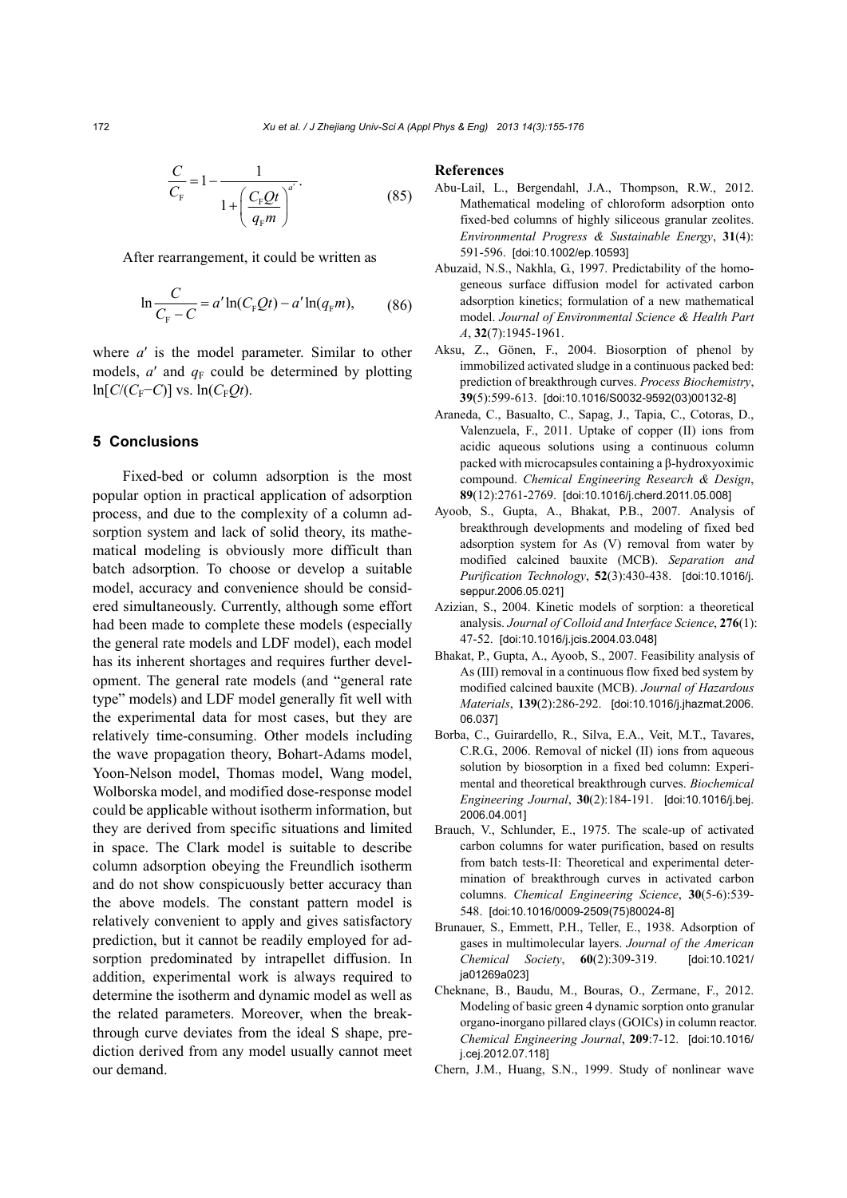$$\frac{C}{C_{\mathrm{F}}}=1-\frac{1}{1+\left(\frac{C_{\mathrm{F}}Qt}{q_{\mathrm{F}}m}\right)^{a'}}. \tag{85}$$

After rearrangement, it could be written as

$$\ln\frac{C}{C_{\mathrm{F}}-C}=a'\ln(C_{\mathrm{F}}Qt)-a'\ln(q_{\mathrm{F}}m), \tag{86}$$

where $a'$ is the model parameter. Similar to other models, $a'$ and $q_{\mathrm{F}}$ could be determined by plotting $\ln[C/(C_{\mathrm{F}}-C)]$ vs. $\ln(C_{\mathrm{F}}Qt)$.

## 5 Conclusions

Fixed-bed or column adsorption is the most popular option in practical application of adsorption process, and due to the complexity of a column adsorption system and lack of solid theory, its mathematical modeling is obviously more difficult than batch adsorption. To choose or develop a suitable model, accuracy and convenience should be considered simultaneously. Currently, although some effort had been made to complete these models (especially the general rate models and LDF model), each model has its inherent shortages and requires further development. The general rate models (and "general rate type" models) and LDF model generally fit well with the experimental data for most cases, but they are relatively time-consuming. Other models including the wave propagation theory, Bohart-Adams model, Yoon-Nelson model, Thomas model, Wang model, Wolborska model, and modified dose-response model could be applicable without isotherm information, but they are derived from specific situations and limited in space. The Clark model is suitable to describe column adsorption obeying the Freundlich isotherm and do not show conspicuously better accuracy than the above models. The constant pattern model is relatively convenient to apply and gives satisfactory prediction, but it cannot be readily employed for adsorption predominated by intrapellet diffusion. In addition, experimental work is always required to determine the isotherm and dynamic model as well as the related parameters. Moreover, when the breakthrough curve deviates from the ideal S shape, prediction derived from any model usually cannot meet our demand.

## References

Abu-Lail, L., Bergendahl, J.A., Thompson, R.W., 2012. Mathematical modeling of chloroform adsorption onto fixed-bed columns of highly siliceous granular zeolites. *Environmental Progress & Sustainable Energy*, **31**(4): 591-596. [doi:10.1002/ep.10593]

Abuzaid, N.S., Nakhla, G., 1997. Predictability of the homogeneous surface diffusion model for activated carbon adsorption kinetics; formulation of a new mathematical model. *Journal of Environmental Science & Health Part A*, **32**(7):1945-1961.

Aksu, Z., Gönen, F., 2004. Biosorption of phenol by immobilized activated sludge in a continuous packed bed: prediction of breakthrough curves. *Process Biochemistry*, **39**(5):599-613. [doi:10.1016/S0032-9592(03)00132-8]

Araneda, C., Basualto, C., Sapag, J., Tapia, C., Cotoras, D., Valenzuela, F., 2011. Uptake of copper (II) ions from acidic aqueous solutions using a continuous column packed with microcapsules containing a β-hydroxyoximic compound. *Chemical Engineering Research & Design*, **89**(12):2761-2769. [doi:10.1016/j.cherd.2011.05.008]

Ayoob, S., Gupta, A., Bhakat, P.B., 2007. Analysis of breakthrough developments and modeling of fixed bed adsorption system for As (V) removal from water by modified calcined bauxite (MCB). *Separation and Purification Technology*, **52**(3):430-438. [doi:10.1016/j.seppur.2006.05.021]

Azizian, S., 2004. Kinetic models of sorption: a theoretical analysis. *Journal of Colloid and Interface Science*, **276**(1): 47-52. [doi:10.1016/j.jcis.2004.03.048]

Bhakat, P., Gupta, A., Ayoob, S., 2007. Feasibility analysis of As (III) removal in a continuous flow fixed bed system by modified calcined bauxite (MCB). *Journal of Hazardous Materials*, **139**(2):286-292. [doi:10.1016/j.jhazmat.2006.06.037]

Borba, C., Guirardello, R., Silva, E.A., Veit, M.T., Tavares, C.R.G., 2006. Removal of nickel (II) ions from aqueous solution by biosorption in a fixed bed column: Experimental and theoretical breakthrough curves. *Biochemical Engineering Journal*, **30**(2):184-191. [doi:10.1016/j.bej.2006.04.001]

Brauch, V., Schlunder, E., 1975. The scale-up of activated carbon columns for water purification, based on results from batch tests-II: Theoretical and experimental determination of breakthrough curves in activated carbon columns. *Chemical Engineering Science*, **30**(5-6):539-548. [doi:10.1016/0009-2509(75)80024-8]

Brunauer, S., Emmett, P.H., Teller, E., 1938. Adsorption of gases in multimolecular layers. *Journal of the American Chemical Society*, **60**(2):309-319. [doi:10.1021/ja01269a023]

Cheknane, B., Baudu, M., Bouras, O., Zermane, F., 2012. Modeling of basic green 4 dynamic sorption onto granular organo-inorgano pillared clays (GOICs) in column reactor. *Chemical Engineering Journal*, **209**:7-12. [doi:10.1016/j.cej.2012.07.118]

Chern, J.M., Huang, S.N., 1999. Study of nonlinear wave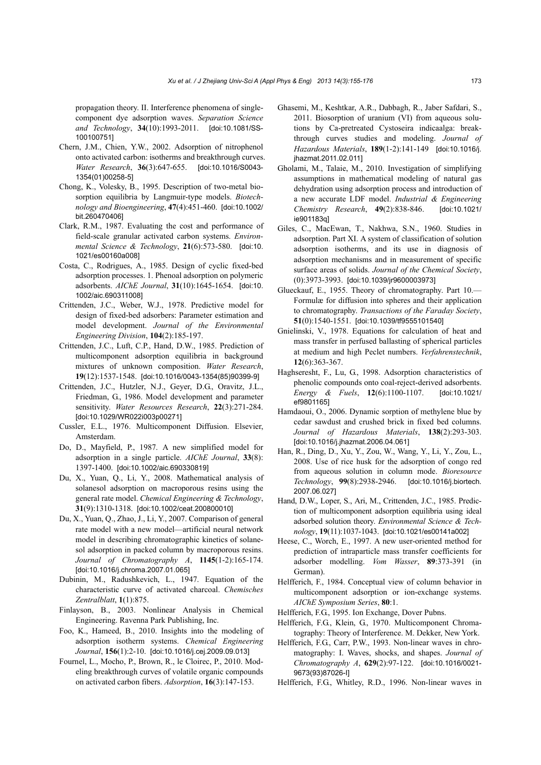propagation theory. II. Interference phenomena of single-component dye adsorption waves. *Separation Science and Technology*, **34**(10):1993-2011. [doi:10.1081/SS-100100751]

Chern, J.M., Chien, Y.W., 2002. Adsorption of nitrophenol onto activated carbon: isotherms and breakthrough curves. *Water Research*, **36**(3):647-655. [doi:10.1016/S0043-1354(01)00258-5]

Chong, K., Volesky, B., 1995. Description of two-metal biosorption equilibria by Langmuir-type models. *Biotechnology and Bioengineering*, **47**(4):451-460. [doi:10.1002/bit.260470406]

Clark, R.M., 1987. Evaluating the cost and performance of field-scale granular activated carbon systems. *Environmental Science & Technology*, **21**(6):573-580. [doi:10.1021/es00160a008]

Costa, C., Rodrigues, A., 1985. Design of cyclic fixed-bed adsorption processes. 1. Phenoal adsorption on polymeric adsorbents. *AIChE Journal*, **31**(10):1645-1654. [doi:10.1002/aic.690311008]

Crittenden, J.C., Weber, W.J., 1978. Predictive model for design of fixed-bed adsorbers: Parameter estimation and model development. *Journal of the Environmental Engineering Division*, **104**(2):185-197.

Crittenden, J.C., Luft, C.P., Hand, D.W., 1985. Prediction of multicomponent adsorption equilibria in background mixtures of unknown composition. *Water Research*, **19**(12):1537-1548. [doi:10.1016/0043-1354(85)90399-9]

Crittenden, J.C., Hutzler, N.J., Geyer, D.G., Oravitz, J.L., Friedman, G., 1986. Model development and parameter sensitivity. *Water Resources Research*, **22**(3):271-284. [doi:10.1029/WR022i003p00271]

Cussler, E.L., 1976. Multicomponent Diffusion. Elsevier, Amsterdam.

Do, D., Mayfield, P., 1987. A new simplified model for adsorption in a single particle. *AIChE Journal*, **33**(8):1397-1400. [doi:10.1002/aic.690330819]

Du, X., Yuan, Q., Li, Y., 2008. Mathematical analysis of solanesol adsorption on macroporous resins using the general rate model. *Chemical Engineering & Technology*, **31**(9):1310-1318. [doi:10.1002/ceat.200800010]

Du, X., Yuan, Q., Zhao, J., Li, Y., 2007. Comparison of general rate model with a new model—artificial neural network model in describing chromatographic kinetics of solanesol adsorption in packed column by macroporous resins. *Journal of Chromatography A*, **1145**(1-2):165-174. [doi:10.1016/j.chroma.2007.01.065]

Dubinin, M., Radushkevich, L., 1947. Equation of the characteristic curve of activated charcoal. *Chemisches Zentralblatt*, **1**(1):875.

Finlayson, B., 2003. Nonlinear Analysis in Chemical Engineering. Ravenna Park Publishing, Inc.

Foo, K., Hameed, B., 2010. Insights into the modeling of adsorption isotherm systems. *Chemical Engineering Journal*, **156**(1):2-10. [doi:10.1016/j.cej.2009.09.013]

Fournel, L., Mocho, P., Brown, R., le Cloirec, P., 2010. Modeling breakthrough curves of volatile organic compounds on activated carbon fibers. *Adsorption*, **16**(3):147-153.

Ghasemi, M., Keshtkar, A.R., Dabbagh, R., Jaber Safdari, S., 2011. Biosorption of uranium (VI) from aqueous solutions by Ca-pretreated Cystoseira indicaalga: breakthrough curves studies and modeling. *Journal of Hazardous Materials*, **189**(1-2):141-149 [doi:10.1016/j.jhazmat.2011.02.011]

Gholami, M., Talaie, M., 2010. Investigation of simplifying assumptions in mathematical modeling of natural gas dehydration using adsorption process and introduction of a new accurate LDF model. *Industrial & Engineering Chemistry Research*, **49**(2):838-846. [doi:10.1021/ie901183q]

Giles, C., MacEwan, T., Nakhwa, S.N., 1960. Studies in adsorption. Part XI. A system of classification of solution adsorption isotherms, and its use in diagnosis of adsorption mechanisms and in measurement of specific surface areas of solids. *Journal of the Chemical Society*, (0):3973-3993. [doi:10.1039/jr9600003973]

Glueckauf, E., 1955. Theory of chromatography. Part 10.—Formulæ for diffusion into spheres and their application to chromatography. *Transactions of the Faraday Society*, **51**(0):1540-1551. [doi:10.1039/tf9555101540]

Gnielinski, V., 1978. Equations for calculation of heat and mass transfer in perfused ballasting of spherical particles at medium and high Peclet numbers. *Verfahrenstechnik*, **12**(6):363-367.

Haghseresht, F., Lu, G., 1998. Adsorption characteristics of phenolic compounds onto coal-reject-derived adsorbents. *Energy & Fuels*, **12**(6):1100-1107. [doi:10.1021/ef9801165]

Hamdaoui, O., 2006. Dynamic sorption of methylene blue by cedar sawdust and crushed brick in fixed bed columns. *Journal of Hazardous Materials*, **138**(2):293-303. [doi:10.1016/j.jhazmat.2006.04.061]

Han, R., Ding, D., Xu, Y., Zou, W., Wang, Y., Li, Y., Zou, L., 2008. Use of rice husk for the adsorption of congo red from aqueous solution in column mode. *Bioresource Technology*, **99**(8):2938-2946. [doi:10.1016/j.biortech.2007.06.027]

Hand, D.W., Loper, S., Ari, M., Crittenden, J.C., 1985. Prediction of multicomponent adsorption equilibria using ideal adsorbed solution theory. *Environmental Science & Technology*, **19**(11):1037-1043. [doi:10.1021/es00141a002]

Heese, C., Worch, E., 1997. A new user-oriented method for prediction of intraparticle mass transfer coefficients for adsorber modelling. *Vom Wasser*, **89**:373-391 (in German).

Helfferich, F., 1984. Conceptual view of column behavior in multicomponent adsorption or ion-exchange systems. *AIChE Symposium Series*, **80**:1.

Helfferich, F.G., 1995. Ion Exchange, Dover Pubns.

Helfferich, F.G., Klein, G., 1970. Multicomponent Chromatography: Theory of Interference. M. Dekker, New York.

Helfferich, F.G., Carr, P.W., 1993. Non-linear waves in chromatography: I. Waves, shocks, and shapes. *Journal of Chromatography A*, **629**(2):97-122. [doi:10.1016/0021-9673(93)87026-I]

Helfferich, F.G., Whitley, R.D., 1996. Non-linear waves in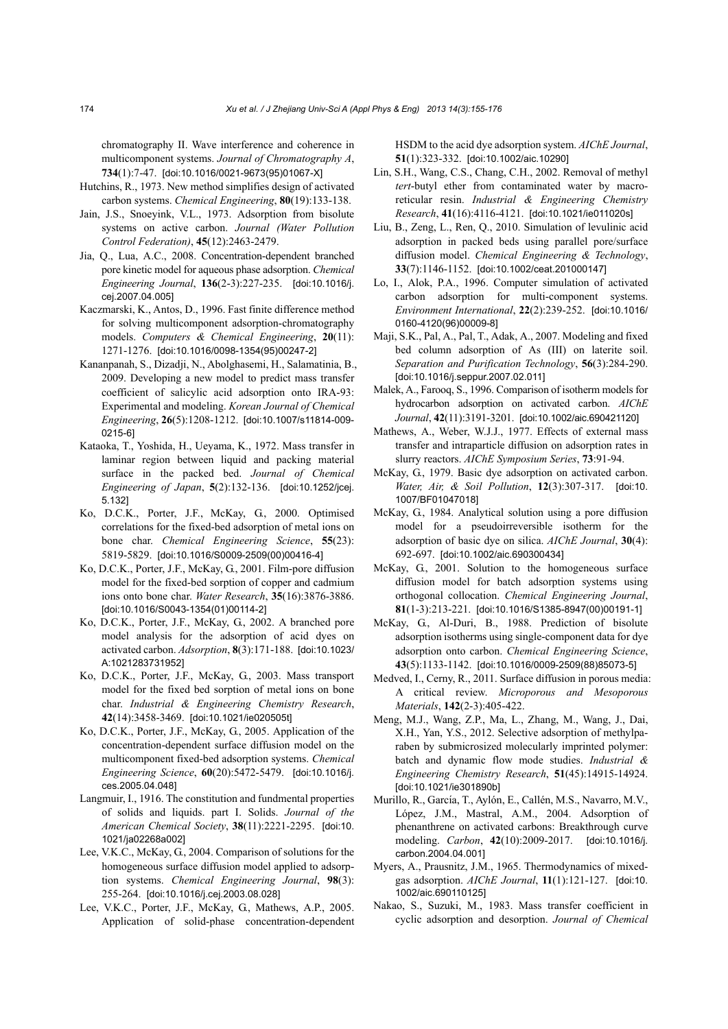chromatography II. Wave interference and coherence in multicomponent systems. *Journal of Chromatography A*, **734**(1):7-47. [doi:10.1016/0021-9673(95)01067-X]

Hutchins, R., 1973. New method simplifies design of activated carbon systems. *Chemical Engineering*, **80**(19):133-138.

Jain, J.S., Snoeyink, V.L., 1973. Adsorption from bisolute systems on active carbon. *Journal (Water Pollution Control Federation)*, **45**(12):2463-2479.

Jia, Q., Lua, A.C., 2008. Concentration-dependent branched pore kinetic model for aqueous phase adsorption. *Chemical Engineering Journal*, **136**(2-3):227-235. [doi:10.1016/j.cej.2007.04.005]

Kaczmarski, K., Antos, D., 1996. Fast finite difference method for solving multicomponent adsorption-chromatography models. *Computers & Chemical Engineering*, **20**(11):1271-1276. [doi:10.1016/0098-1354(95)00247-2]

Kananpanah, S., Dizadji, N., Abolghasemi, H., Salamatinia, B., 2009. Developing a new model to predict mass transfer coefficient of salicylic acid adsorption onto IRA-93: Experimental and modeling. *Korean Journal of Chemical Engineering*, **26**(5):1208-1212. [doi:10.1007/s11814-009-0215-6]

Kataoka, T., Yoshida, H., Ueyama, K., 1972. Mass transfer in laminar region between liquid and packing material surface in the packed bed. *Journal of Chemical Engineering of Japan*, **5**(2):132-136. [doi:10.1252/jcej.5.132]

Ko, D.C.K., Porter, J.F., McKay, G., 2000. Optimised correlations for the fixed-bed adsorption of metal ions on bone char. *Chemical Engineering Science*, **55**(23):5819-5829. [doi:10.1016/S0009-2509(00)00416-4]

Ko, D.C.K., Porter, J.F., McKay, G., 2001. Film-pore diffusion model for the fixed-bed sorption of copper and cadmium ions onto bone char. *Water Research*, **35**(16):3876-3886. [doi:10.1016/S0043-1354(01)00114-2]

Ko, D.C.K., Porter, J.F., McKay, G., 2002. A branched pore model analysis for the adsorption of acid dyes on activated carbon. *Adsorption*, **8**(3):171-188. [doi:10.1023/A:1021283731952]

Ko, D.C.K., Porter, J.F., McKay, G., 2003. Mass transport model for the fixed bed sorption of metal ions on bone char. *Industrial & Engineering Chemistry Research*, **42**(14):3458-3469. [doi:10.1021/ie020505t]

Ko, D.C.K., Porter, J.F., McKay, G., 2005. Application of the concentration-dependent surface diffusion model on the multicomponent fixed-bed adsorption systems. *Chemical Engineering Science*, **60**(20):5472-5479. [doi:10.1016/j.ces.2005.04.048]

Langmuir, I., 1916. The constitution and fundmental properties of solids and liquids. part I. Solids. *Journal of the American Chemical Society*, **38**(11):2221-2295. [doi:10.1021/ja02268a002]

Lee, V.K.C., McKay, G., 2004. Comparison of solutions for the homogeneous surface diffusion model applied to adsorption systems. *Chemical Engineering Journal*, **98**(3):255-264. [doi:10.1016/j.cej.2003.08.028]

Lee, V.K.C., Porter, J.F., McKay, G., Mathews, A.P., 2005. Application of solid-phase concentration-dependent HSDM to the acid dye adsorption system. *AIChE Journal*, **51**(1):323-332. [doi:10.1002/aic.10290]

Lin, S.H., Wang, C.S., Chang, C.H., 2002. Removal of methyl *tert*-butyl ether from contaminated water by macroreticular resin. *Industrial & Engineering Chemistry Research*, **41**(16):4116-4121. [doi:10.1021/ie011020s]

Liu, B., Zeng, L., Ren, Q., 2010. Simulation of levulinic acid adsorption in packed beds using parallel pore/surface diffusion model. *Chemical Engineering & Technology*, **33**(7):1146-1152. [doi:10.1002/ceat.201000147]

Lo, I., Alok, P.A., 1996. Computer simulation of activated carbon adsorption for multi-component systems. *Environment International*, **22**(2):239-252. [doi:10.1016/0160-4120(96)00009-8]

Maji, S.K., Pal, A., Pal, T., Adak, A., 2007. Modeling and fixed bed column adsorption of As (III) on laterite soil. *Separation and Purification Technology*, **56**(3):284-290. [doi:10.1016/j.seppur.2007.02.011]

Malek, A., Farooq, S., 1996. Comparison of isotherm models for hydrocarbon adsorption on activated carbon. *AIChE Journal*, **42**(11):3191-3201. [doi:10.1002/aic.690421120]

Mathews, A., Weber, W.J.J., 1977. Effects of external mass transfer and intraparticle diffusion on adsorption rates in slurry reactors. *AIChE Symposium Series*, **73**:91-94.

McKay, G., 1979. Basic dye adsorption on activated carbon. *Water, Air, & Soil Pollution*, **12**(3):307-317. [doi:10.1007/BF01047018]

McKay, G., 1984. Analytical solution using a pore diffusion model for a pseudoirreversible isotherm for the adsorption of basic dye on silica. *AIChE Journal*, **30**(4):692-697. [doi:10.1002/aic.690300434]

McKay, G., 2001. Solution to the homogeneous surface diffusion model for batch adsorption systems using orthogonal collocation. *Chemical Engineering Journal*, **81**(1-3):213-221. [doi:10.1016/S1385-8947(00)00191-1]

McKay, G., Al-Duri, B., 1988. Prediction of bisolute adsorption isotherms using single-component data for dye adsorption onto carbon. *Chemical Engineering Science*, **43**(5):1133-1142. [doi:10.1016/0009-2509(88)85073-5]

Medved, I., Cerny, R., 2011. Surface diffusion in porous media: A critical review. *Microporous and Mesoporous Materials*, **142**(2-3):405-422.

Meng, M.J., Wang, Z.P., Ma, L., Zhang, M., Wang, J., Dai, X.H., Yan, Y.S., 2012. Selective adsorption of methylparaben by submicrosized molecularly imprinted polymer: batch and dynamic flow mode studies. *Industrial & Engineering Chemistry Research*, **51**(45):14915-14924. [doi:10.1021/ie301890b]

Murillo, R., García, T., Aylón, E., Callén, M.S., Navarro, M.V., López, J.M., Mastral, A.M., 2004. Adsorption of phenanthrene on activated carbons: Breakthrough curve modeling. *Carbon*, **42**(10):2009-2017. [doi:10.1016/j.carbon.2004.04.001]

Myers, A., Prausnitz, J.M., 1965. Thermodynamics of mixed-gas adsorption. *AIChE Journal*, **11**(1):121-127. [doi:10.1002/aic.690110125]

Nakao, S., Suzuki, M., 1983. Mass transfer coefficient in cyclic adsorption and desorption. *Journal of Chemical*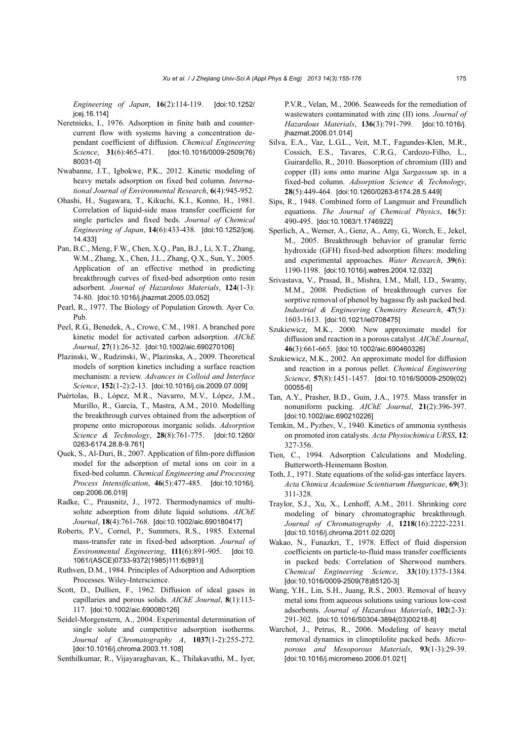*Engineering of Japan*, **16**(2):114-119. [doi:10.1252/jcej.16.114]

Neretnieks, I., 1976. Adsorption in finite bath and countercurrent flow with systems having a concentration dependant coefficient of diffusion. *Chemical Engineering Science*, **31**(6):465-471. [doi:10.1016/0009-2509(76)80031-0]

Nwabanne, J.T., Igbokwe, P.K., 2012. Kinetic modeling of heavy metals adsorption on fixed bed column. *International Journal of Environmental Research*, **6**(4):945-952.

Ohashi, H., Sugawara, T., Kikuchi, K.I., Konno, H., 1981. Correlation of liquid-side mass transfer coefficient for single particles and fixed beds. *Journal of Chemical Engineering of Japan*, **14**(6):433-438. [doi:10.1252/jcej.14.433]

Pan, B.C., Meng, F.W., Chen, X.Q., Pan, B.J., Li, X.T., Zhang, W.M., Zhang, X., Chen, J.L., Zhang, Q.X., Sun, Y., 2005. Application of an effective method in predicting breakthrough curves of fixed-bed adsorption onto resin adsorbent. *Journal of Hazardous Materials*, **124**(1-3):74-80. [doi:10.1016/j.jhazmat.2005.03.052]

Pearl, R., 1977. The Biology of Population Growth. Ayer Co. Pub.

Peel, R.G., Benedek, A., Crowe, C.M., 1981. A branched pore kinetic model for activated carbon adsorption. *AIChE Journal*, **27**(1):26-32. [doi:10.1002/aic.690270106]

Plazinski, W., Rudzinski, W., Plazinska, A., 2009. Theoretical models of sorption kinetics including a surface reaction mechanism: a review. *Advances in Colloid and Interface Science*, **152**(1-2):2-13. [doi:10.1016/j.cis.2009.07.009]

Puértolas, B., López, M.R., Navarro, M.V., López, J.M., Murillo, R., García, T., Mastra, A.M., 2010. Modelling the breakthrough curves obtained from the adsorption of propene onto microporous inorganic solids. *Adsorption Science & Technology*, **28**(8):761-775. [doi:10.1260/0263-6174.28.8-9.761]

Quek, S., Al-Duri, B., 2007. Application of film-pore diffusion model for the adsorption of metal ions on coir in a fixed-bed column. *Chemical Engineering and Processing Process Intensification*, **46**(5):477-485. [doi:10.1016/j.cep.2006.06.019]

Radke, C., Prausnitz, J., 1972. Thermodynamics of multi-solute adsorption from dilute liquid solutions. *AIChE Journal*, **18**(4):761-768. [doi:10.1002/aic.690180417]

Roberts, P.V., Cornel, P., Summers, R.S., 1985. External mass-transfer rate in fixed-bed adsorption. *Journal of Environmental Engineering*, **111**(6):891-905. [doi:10.1061/(ASCE)0733-9372(1985)111:6(891)]

Ruthven, D.M., 1984. Principles of Adsorption and Adsorption Processes. Wiley-Interscience.

Scott, D., Dullien, F., 1962. Diffusion of ideal gases in capillaries and porous solids. *AIChE Journal*, **8**(1):113-117. [doi:10.1002/aic.690080126]

Seidel-Morgenstern, A., 2004. Experimental determination of single solute and competitive adsorption isotherms. *Journal of Chromatography A*, **1037**(1-2):255-272. [doi:10.1016/j.chroma.2003.11.108]

Senthilkumar, R., Vijayaraghavan, K., Thilakavathi, M., Iyer, P.V.R., Velan, M., 2006. Seaweeds for the remediation of wastewaters contaminated with zinc (II) ions. *Journal of Hazardous Materials*, **136**(3):791-799. [doi:10.1016/j.jhazmat.2006.01.014]

Silva, E.A., Vaz, L.G.L., Veit, M.T., Fagundes-Klen, M.R., Cossich, E.S., Tavares, C.R.G., Cardozo-Filho, L., Guirardello, R., 2010. Biosorption of chromium (III) and copper (II) ions onto marine Alga *Sargassum* sp. in a fixed-bed column. *Adsorption Science & Technology*, **28**(5):449-464. [doi:10.1260/0263-6174.28.5.449]

Sips, R., 1948. Combined form of Langmuir and Freundlich equations. *The Journal of Chemical Physics*, **16**(5):490-495. [doi:10.1063/1.1746922]

Sperlich, A., Werner, A., Genz, A., Amy, G., Worch, E., Jekel, M., 2005. Breakthrough behavior of granular ferric hydroxide (GFH) fixed-bed adsorption filters: modeling and experimental approaches. *Water Research*, **39**(6):1190-1198. [doi:10.1016/j.watres.2004.12.032]

Srivastava, V., Prasad, B., Mishra, I.M., Mall, I.D., Swamy, M.M., 2008. Prediction of breakthrough curves for sorptive removal of phenol by bagasse fly ash packed bed. *Industrial & Engineering Chemistry Research*, **47**(5):1603-1613. [doi:10.1021/ie0708475]

Szukiewicz, M.K., 2000. New approximate model for diffusion and reaction in a porous catalyst. *AIChE Journal*, **46**(3):661-665. [doi:10.1002/aic.690460326]

Szukiewicz, M.K., 2002. An approximate model for diffusion and reaction in a porous pellet. *Chemical Engineering Science*, **57**(8):1451-1457. [doi:10.1016/S0009-2509(02)00055-6]

Tan, A.Y., Prasher, B.D., Guin, J.A., 1975. Mass transfer in nonuniform packing. *AIChE Journal*, **21**(2):396-397. [doi:10.1002/aic.690210226]

Temkin, M., Pyzhev, V., 1940. Kinetics of ammonia synthesis on promoted iron catalysts. *Acta Physiochimica URSS*, **12**:327-356.

Tien, C., 1994. Adsorption Calculations and Modeling. Butterworth-Heinemann Boston.

Toth, J., 1971. State equations of the solid-gas interface layers. *Acta Chimica Academiae Scientiarum Hungaricae*, **69**(3):311-328.

Traylor, S.J., Xu, X., Lenhoff, A.M., 2011. Shrinking core modeling of binary chromatographic breakthrough. *Journal of Chromatography A*, **1218**(16):2222-2231. [doi:10.1016/j.chroma.2011.02.020]

Wakao, N., Funazkri, T., 1978. Effect of fluid dispersion coefficients on particle-to-fluid mass transfer coefficients in packed beds: Correlation of Sherwood numbers. *Chemical Engineering Science*, **33**(10):1375-1384. [doi:10.1016/0009-2509(78)85120-3]

Wang, Y.H., Lin, S.H., Juang, R.S., 2003. Removal of heavy metal ions from aqueous solutions using various low-cost adsorbents. *Journal of Hazardous Materials*, **102**(2-3):291-302. [doi:10.1016/S0304-3894(03)00218-8]

Warchoł, J., Petrus, R., 2006. Modeling of heavy metal removal dynamics in clinoptilolite packed beds. *Microporous and Mesoporous Materials*, **93**(1-3):29-39. [doi:10.1016/j.micromeso.2006.01.021]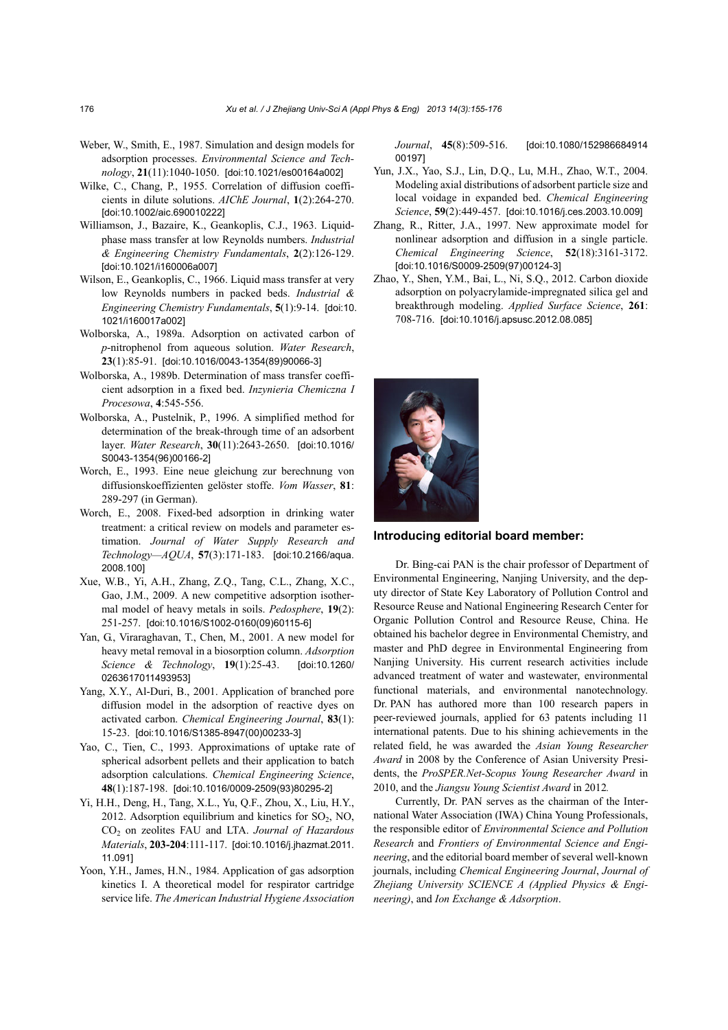Weber, W., Smith, E., 1987. Simulation and design models for adsorption processes. *Environmental Science and Technology*, **21**(11):1040-1050. [doi:10.1021/es00164a002]

Wilke, C., Chang, P., 1955. Correlation of diffusion coefficients in dilute solutions. *AIChE Journal*, **1**(2):264-270. [doi:10.1002/aic.690010222]

Williamson, J., Bazaire, K., Geankoplis, C.J., 1963. Liquid-phase mass transfer at low Reynolds numbers. *Industrial & Engineering Chemistry Fundamentals*, **2**(2):126-129. [doi:10.1021/i160006a007]

Wilson, E., Geankoplis, C., 1966. Liquid mass transfer at very low Reynolds numbers in packed beds. *Industrial & Engineering Chemistry Fundamentals*, **5**(1):9-14. [doi:10.1021/i160017a002]

Wolborska, A., 1989a. Adsorption on activated carbon of *p*-nitrophenol from aqueous solution. *Water Research*, **23**(1):85-91. [doi:10.1016/0043-1354(89)90066-3]

Wolborska, A., 1989b. Determination of mass transfer coefficient adsorption in a fixed bed. *Inzynieria Chemiczna I Procesowa*, **4**:545-556.

Wolborska, A., Pustelnik, P., 1996. A simplified method for determination of the break-through time of an adsorbent layer. *Water Research*, **30**(11):2643-2650. [doi:10.1016/S0043-1354(96)00166-2]

Worch, E., 1993. Eine neue gleichung zur berechnung von diffusionskoeffizienten gelöster stoffe. *Vom Wasser*, **81**: 289-297 (in German).

Worch, E., 2008. Fixed-bed adsorption in drinking water treatment: a critical review on models and parameter estimation. *Journal of Water Supply Research and Technology—AQUA*, **57**(3):171-183. [doi:10.2166/aqua.2008.100]

Xue, W.B., Yi, A.H., Zhang, Z.Q., Tang, C.L., Zhang, X.C., Gao, J.M., 2009. A new competitive adsorption isothermal model of heavy metals in soils. *Pedosphere*, **19**(2): 251-257. [doi:10.1016/S1002-0160(09)60115-6]

Yan, G., Viraraghavan, T., Chen, M., 2001. A new model for heavy metal removal in a biosorption column. *Adsorption Science & Technology*, **19**(1):25-43. [doi:10.1260/0263617011493953]

Yang, X.Y., Al-Duri, B., 2001. Application of branched pore diffusion model in the adsorption of reactive dyes on activated carbon. *Chemical Engineering Journal*, **83**(1): 15-23. [doi:10.1016/S1385-8947(00)00233-3]

Yao, C., Tien, C., 1993. Approximations of uptake rate of spherical adsorbent pellets and their application to batch adsorption calculations. *Chemical Engineering Science*, **48**(1):187-198. [doi:10.1016/0009-2509(93)80295-2]

Yi, H.H., Deng, H., Tang, X.L., Yu, Q.F., Zhou, X., Liu, H.Y., 2012. Adsorption equilibrium and kinetics for $SO_2$, NO, $CO_2$ on zeolites FAU and LTA. *Journal of Hazardous Materials*, **203-204**:111-117. [doi:10.1016/j.jhazmat.2011.11.091]

Yoon, Y.H., James, H.N., 1984. Application of gas adsorption kinetics I. A theoretical model for respirator cartridge service life. *The American Industrial Hygiene Association Journal*, **45**(8):509-516. [doi:10.1080/15298668491400197]

Yun, J.X., Yao, S.J., Lin, D.Q., Lu, M.H., Zhao, W.T., 2004. Modeling axial distributions of adsorbent particle size and local voidage in expanded bed. *Chemical Engineering Science*, **59**(2):449-457. [doi:10.1016/j.ces.2003.10.009]

Zhang, R., Ritter, J.A., 1997. New approximate model for nonlinear adsorption and diffusion in a single particle. *Chemical Engineering Science*, **52**(18):3161-3172. [doi:10.1016/S0009-2509(97)00124-3]

Zhao, Y., Shen, Y.M., Bai, L., Ni, S.Q., 2012. Carbon dioxide adsorption on polyacrylamide-impregnated silica gel and breakthrough modeling. *Applied Surface Science*, **261**: 708-716. [doi:10.1016/j.apsusc.2012.08.085]

### Introducing editorial board member:

Dr. Bing-cai PAN is the chair professor of Department of Environmental Engineering, Nanjing University, and the deputy director of State Key Laboratory of Pollution Control and Resource Reuse and National Engineering Research Center for Organic Pollution Control and Resource Reuse, China. He obtained his bachelor degree in Environmental Chemistry, and master and PhD degree in Environmental Engineering from Nanjing University. His current research activities include advanced treatment of water and wastewater, environmental functional materials, and environmental nanotechnology. Dr. PAN has authored more than 100 research papers in peer-reviewed journals, applied for 63 patents including 11 international patents. Due to his shining achievements in the related field, he was awarded the *Asian Young Researcher Award* in 2008 by the Conference of Asian University Presidents, the *ProSPER.Net-Scopus Young Researcher Award* in 2010, and the *Jiangsu Young Scientist Award* in 2012.

Currently, Dr. PAN serves as the chairman of the International Water Association (IWA) China Young Professionals, the responsible editor of *Environmental Science and Pollution Research* and *Frontiers of Environmental Science and Engineering*, and the editorial board member of several well-known journals, including *Chemical Engineering Journal*, *Journal of Zhejiang University SCIENCE A (Applied Physics & Engineering)*, and *Ion Exchange & Adsorption*.